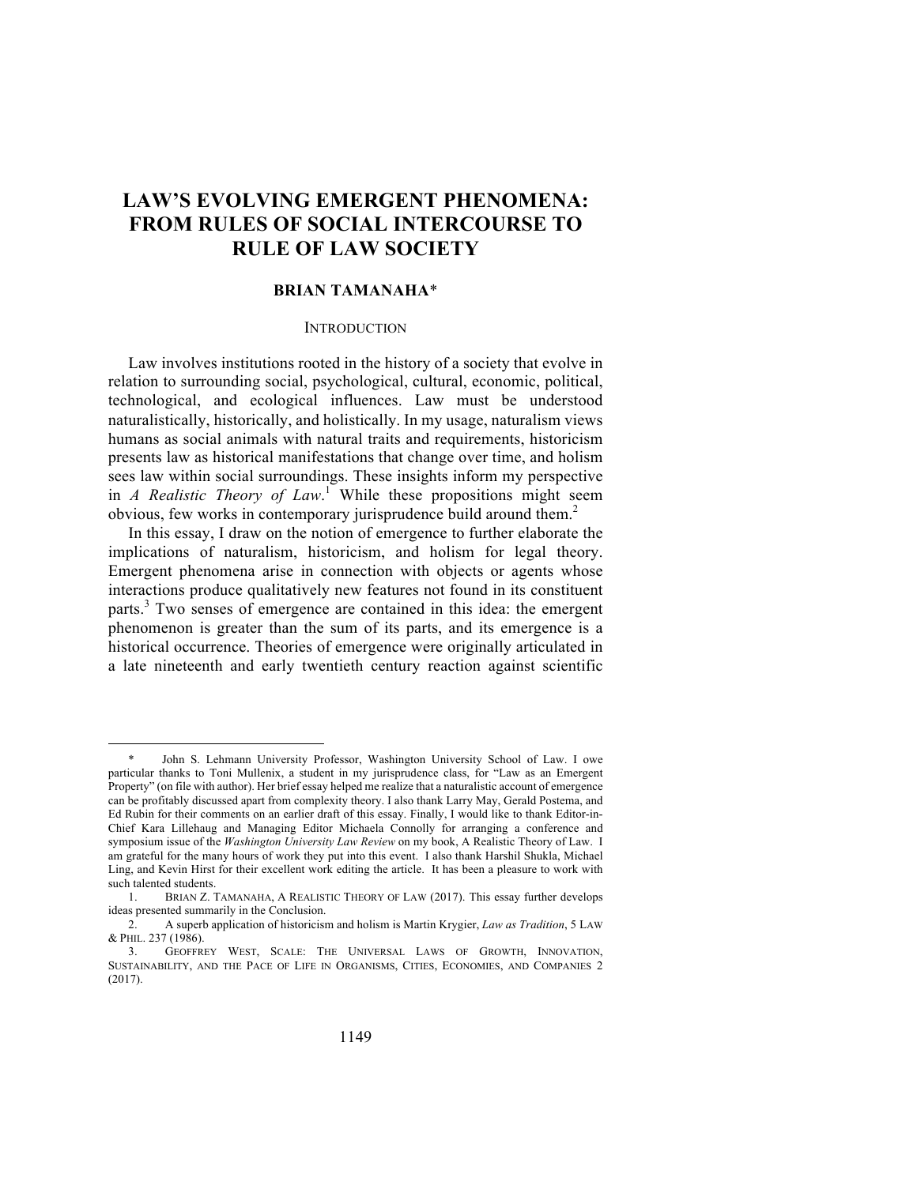# LAW'S EVOLVING EMERGENT PHENOMENA: FROM RULES OF SOCIAL INTERCOURSE TO RULE OF LAW SOCIETY

**BRIAN TAMANAHA***

## INTRODUCTION

Law involves institutions rooted in the history of a society that evolve in relation to surrounding social, psychological, cultural, economic, political, technological, and ecological influences. Law must be understood naturalistically, historically, and holistically. In my usage, naturalism views humans as social animals with natural traits and requirements, historicism presents law as historical manifestations that change over time, and holism sees law within social surroundings. These insights inform my perspective in *A Realistic Theory of Law*.[1] While these propositions might seem obvious, few works in contemporary jurisprudence build around them.[2]

In this essay, I draw on the notion of emergence to further elaborate the implications of naturalism, historicism, and holism for legal theory. Emergent phenomena arise in connection with objects or agents whose interactions produce qualitatively new features not found in its constituent parts.[3] Two senses of emergence are contained in this idea: the emergent phenomenon is greater than the sum of its parts, and its emergence is a historical occurrence. Theories of emergence were originally articulated in a late nineteenth and early twentieth century reaction against scientific

---

\* John S. Lehmann University Professor, Washington University School of Law. I owe particular thanks to Toni Mullenix, a student in my jurisprudence class, for "Law as an Emergent Property" (on file with author). Her brief essay helped me realize that a naturalistic account of emergence can be profitably discussed apart from complexity theory. I also thank Larry May, Gerald Postema, and Ed Rubin for their comments on an earlier draft of this essay. Finally, I would like to thank Editor-in-Chief Kara Lillehaug and Managing Editor Michaela Connolly for arranging a conference and symposium issue of the *Washington University Law Review* on my book, A Realistic Theory of Law. I am grateful for the many hours of work they put into this event. I also thank Harshil Shukla, Michael Ling, and Kevin Hirst for their excellent work editing the article. It has been a pleasure to work with such talented students.

1. BRIAN Z. TAMANAHA, A REALISTIC THEORY OF LAW (2017). This essay further develops ideas presented summarily in the Conclusion.

2. A superb application of historicism and holism is Martin Krygier, *Law as Tradition*, 5 LAW & PHIL. 237 (1986).

3. GEOFFREY WEST, SCALE: THE UNIVERSAL LAWS OF GROWTH, INNOVATION, SUSTAINABILITY, AND THE PACE OF LIFE IN ORGANISMS, CITIES, ECONOMIES, AND COMPANIES 2 (2017).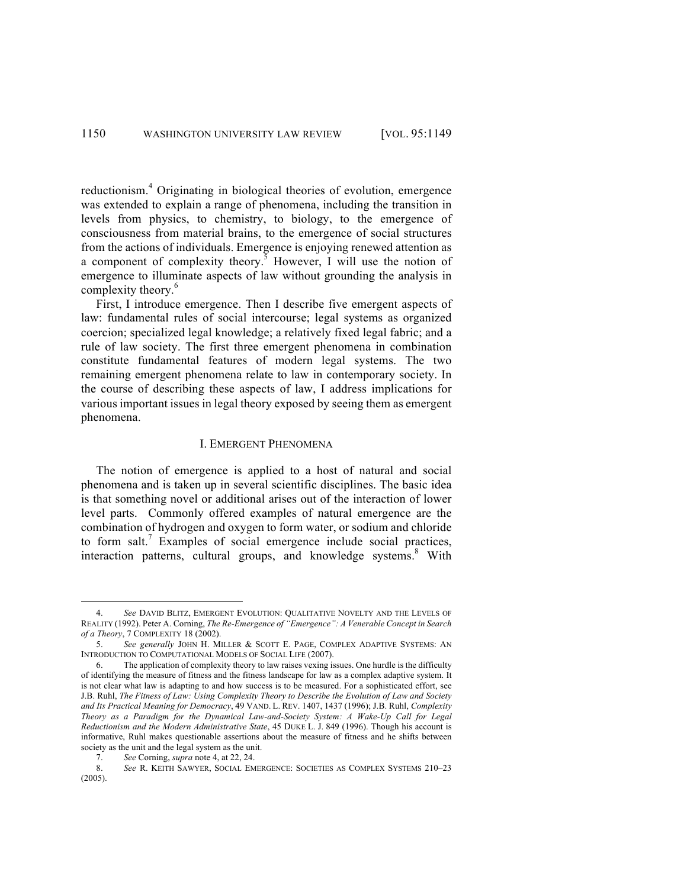reductionism.[4] Originating in biological theories of evolution, emergence was extended to explain a range of phenomena, including the transition in levels from physics, to chemistry, to biology, to the emergence of consciousness from material brains, to the emergence of social structures from the actions of individuals. Emergence is enjoying renewed attention as a component of complexity theory.[5] However, I will use the notion of emergence to illuminate aspects of law without grounding the analysis in complexity theory.[6]

First, I introduce emergence. Then I describe five emergent aspects of law: fundamental rules of social intercourse; legal systems as organized coercion; specialized legal knowledge; a relatively fixed legal fabric; and a rule of law society. The first three emergent phenomena in combination constitute fundamental features of modern legal systems. The two remaining emergent phenomena relate to law in contemporary society. In the course of describing these aspects of law, I address implications for various important issues in legal theory exposed by seeing them as emergent phenomena.

## I. EMERGENT PHENOMENA

The notion of emergence is applied to a host of natural and social phenomena and is taken up in several scientific disciplines. The basic idea is that something novel or additional arises out of the interaction of lower level parts. Commonly offered examples of natural emergence are the combination of hydrogen and oxygen to form water, or sodium and chloride to form salt.[7] Examples of social emergence include social practices, interaction patterns, cultural groups, and knowledge systems.[8] With

---

4. *See* DAVID BLITZ, EMERGENT EVOLUTION: QUALITATIVE NOVELTY AND THE LEVELS OF REALITY (1992). Peter A. Corning, *The Re-Emergence of "Emergence": A Venerable Concept in Search of a Theory*, 7 COMPLEXITY 18 (2002).

5. *See generally* JOHN H. MILLER & SCOTT E. PAGE, COMPLEX ADAPTIVE SYSTEMS: AN INTRODUCTION TO COMPUTATIONAL MODELS OF SOCIAL LIFE (2007).

6. The application of complexity theory to law raises vexing issues. One hurdle is the difficulty of identifying the measure of fitness and the fitness landscape for law as a complex adaptive system. It is not clear what law is adapting to and how success is to be measured. For a sophisticated effort, see J.B. Ruhl, *The Fitness of Law: Using Complexity Theory to Describe the Evolution of Law and Society and Its Practical Meaning for Democracy*, 49 VAND. L. REV. 1407, 1437 (1996); J.B. Ruhl, *Complexity Theory as a Paradigm for the Dynamical Law-and-Society System: A Wake-Up Call for Legal Reductionism and the Modern Administrative State*, 45 DUKE L. J. 849 (1996). Though his account is informative, Ruhl makes questionable assertions about the measure of fitness and he shifts between society as the unit and the legal system as the unit.

7. *See* Corning, *supra* note 4, at 22, 24.

8. *See* R. KEITH SAWYER, SOCIAL EMERGENCE: SOCIETIES AS COMPLEX SYSTEMS 210–23 (2005).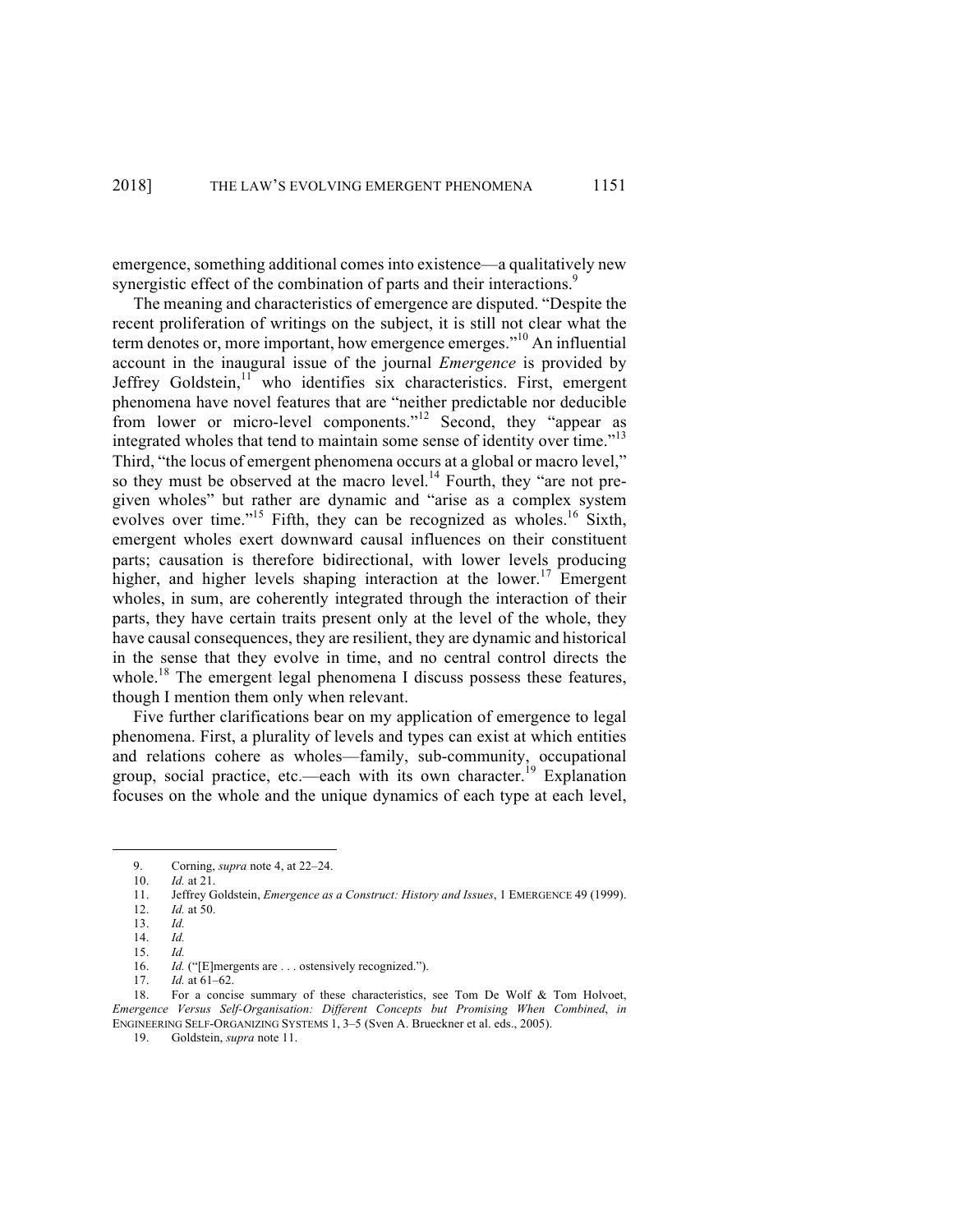emergence, something additional comes into existence—a qualitatively new synergistic effect of the combination of parts and their interactions.[9]

The meaning and characteristics of emergence are disputed. "Despite the recent proliferation of writings on the subject, it is still not clear what the term denotes or, more important, how emergence emerges."[10] An influential account in the inaugural issue of the journal *Emergence* is provided by Jeffrey Goldstein,[11] who identifies six characteristics. First, emergent phenomena have novel features that are "neither predictable nor deducible from lower or micro-level components."[12] Second, they "appear as integrated wholes that tend to maintain some sense of identity over time."[13] Third, "the locus of emergent phenomena occurs at a global or macro level," so they must be observed at the macro level.[14] Fourth, they "are not pre-given wholes" but rather are dynamic and "arise as a complex system evolves over time."[15] Fifth, they can be recognized as wholes.[16] Sixth, emergent wholes exert downward causal influences on their constituent parts; causation is therefore bidirectional, with lower levels producing higher, and higher levels shaping interaction at the lower.[17] Emergent wholes, in sum, are coherently integrated through the interaction of their parts, they have certain traits present only at the level of the whole, they have causal consequences, they are resilient, they are dynamic and historical in the sense that they evolve in time, and no central control directs the whole.[18] The emergent legal phenomena I discuss possess these features, though I mention them only when relevant.

Five further clarifications bear on my application of emergence to legal phenomena. First, a plurality of levels and types can exist at which entities and relations cohere as wholes—family, sub-community, occupational group, social practice, etc.—each with its own character.[19] Explanation focuses on the whole and the unique dynamics of each type at each level,

---

9. Corning, *supra* note 4, at 22–24.
10. *Id.* at 21.
11. Jeffrey Goldstein, *Emergence as a Construct: History and Issues*, 1 EMERGENCE 49 (1999).
12. *Id.* at 50.
13. *Id.*
14. *Id.*
15. *Id.*
16. *Id.* ("[E]mergents are . . . ostensively recognized.").
17. *Id.* at 61–62.
18. For a concise summary of these characteristics, see Tom De Wolf & Tom Holvoet, *Emergence Versus Self-Organisation: Different Concepts but Promising When Combined*, *in* ENGINEERING SELF-ORGANIZING SYSTEMS 1, 3–5 (Sven A. Brueckner et al. eds., 2005).
19. Goldstein, *supra* note 11.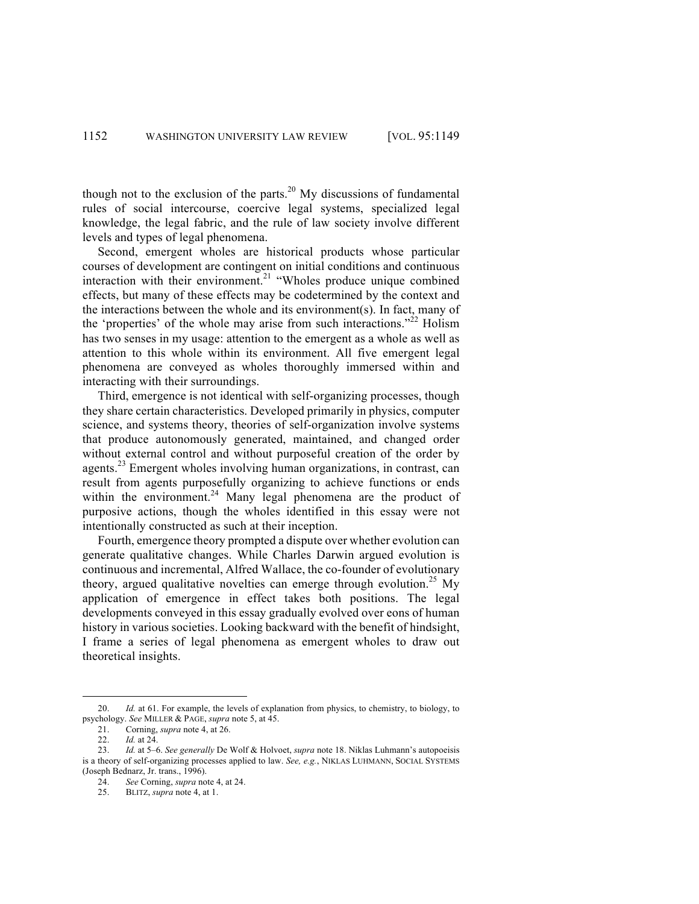though not to the exclusion of the parts.[20] My discussions of fundamental rules of social intercourse, coercive legal systems, specialized legal knowledge, the legal fabric, and the rule of law society involve different levels and types of legal phenomena.

Second, emergent wholes are historical products whose particular courses of development are contingent on initial conditions and continuous interaction with their environment.[21] "Wholes produce unique combined effects, but many of these effects may be codetermined by the context and the interactions between the whole and its environment(s). In fact, many of the 'properties' of the whole may arise from such interactions."[22] Holism has two senses in my usage: attention to the emergent as a whole as well as attention to this whole within its environment. All five emergent legal phenomena are conveyed as wholes thoroughly immersed within and interacting with their surroundings.

Third, emergence is not identical with self-organizing processes, though they share certain characteristics. Developed primarily in physics, computer science, and systems theory, theories of self-organization involve systems that produce autonomously generated, maintained, and changed order without external control and without purposeful creation of the order by agents.[23] Emergent wholes involving human organizations, in contrast, can result from agents purposefully organizing to achieve functions or ends within the environment.[24] Many legal phenomena are the product of purposive actions, though the wholes identified in this essay were not intentionally constructed as such at their inception.

Fourth, emergence theory prompted a dispute over whether evolution can generate qualitative changes. While Charles Darwin argued evolution is continuous and incremental, Alfred Wallace, the co-founder of evolutionary theory, argued qualitative novelties can emerge through evolution.[25] My application of emergence in effect takes both positions. The legal developments conveyed in this essay gradually evolved over eons of human history in various societies. Looking backward with the benefit of hindsight, I frame a series of legal phenomena as emergent wholes to draw out theoretical insights.

---

20. *Id.* at 61. For example, the levels of explanation from physics, to chemistry, to biology, to psychology. *See* MILLER & PAGE, *supra* note 5, at 45.

21. Corning, *supra* note 4, at 26.

22. *Id.* at 24.

23. *Id.* at 5–6. *See generally* De Wolf & Holvoet, *supra* note 18. Niklas Luhmann's autopoeisis is a theory of self-organizing processes applied to law. *See, e.g.*, NIKLAS LUHMANN, SOCIAL SYSTEMS (Joseph Bednarz, Jr. trans., 1996).

24. *See* Corning, *supra* note 4, at 24.

25. BLITZ, *supra* note 4, at 1.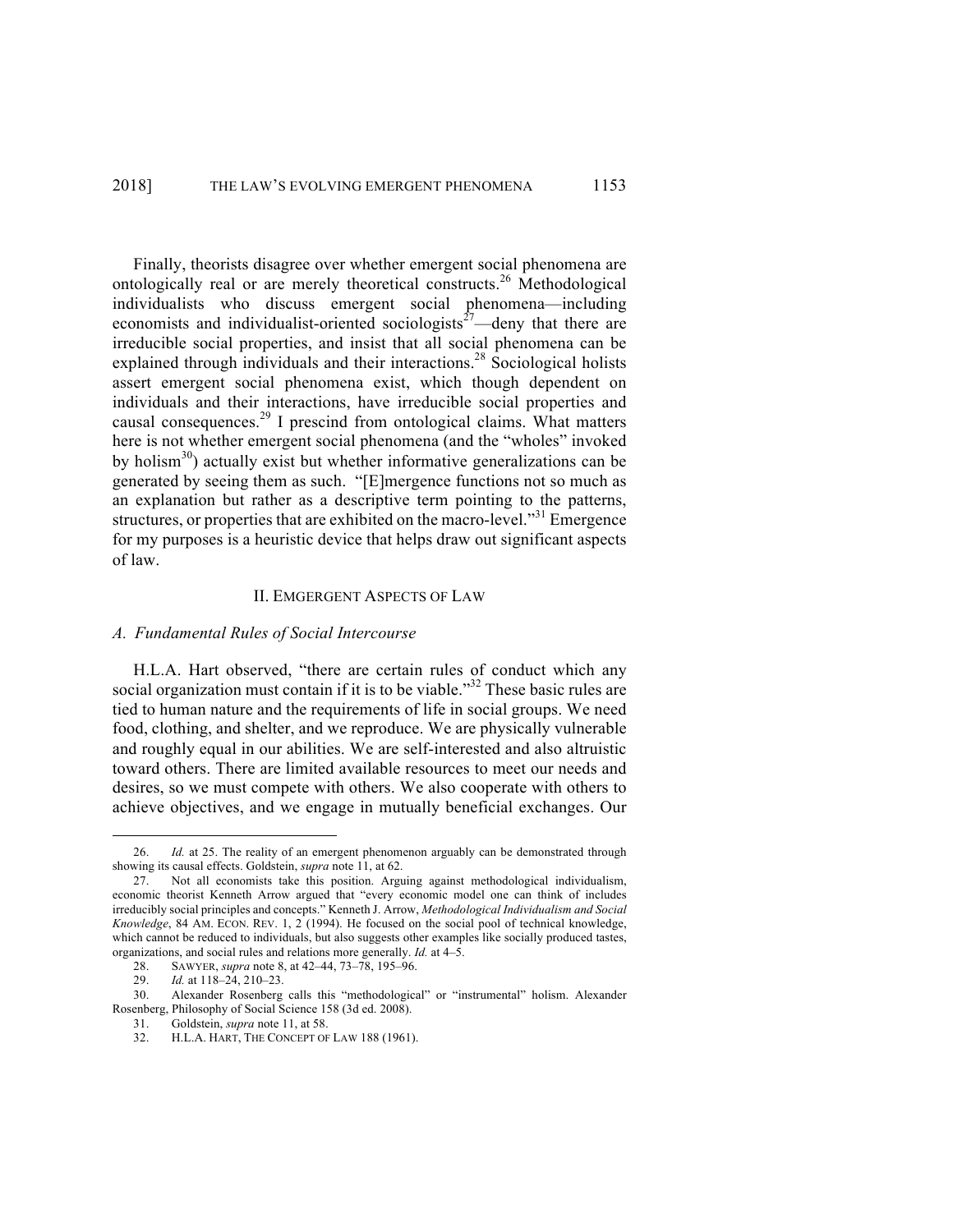Finally, theorists disagree over whether emergent social phenomena are ontologically real or are merely theoretical constructs.[26] Methodological individualists who discuss emergent social phenomena—including economists and individualist-oriented sociologists[27]—deny that there are irreducible social properties, and insist that all social phenomena can be explained through individuals and their interactions.[28] Sociological holists assert emergent social phenomena exist, which though dependent on individuals and their interactions, have irreducible social properties and causal consequences.[29] I prescind from ontological claims. What matters here is not whether emergent social phenomena (and the "wholes" invoked by holism[30]) actually exist but whether informative generalizations can be generated by seeing them as such. "[E]mergence functions not so much as an explanation but rather as a descriptive term pointing to the patterns, structures, or properties that are exhibited on the macro-level."[31] Emergence for my purposes is a heuristic device that helps draw out significant aspects of law.

## II. Emergent Aspects of Law

### *A. Fundamental Rules of Social Intercourse*

H.L.A. Hart observed, "there are certain rules of conduct which any social organization must contain if it is to be viable."[32] These basic rules are tied to human nature and the requirements of life in social groups. We need food, clothing, and shelter, and we reproduce. We are physically vulnerable and roughly equal in our abilities. We are self-interested and also altruistic toward others. There are limited available resources to meet our needs and desires, so we must compete with others. We also cooperate with others to achieve objectives, and we engage in mutually beneficial exchanges. Our

---

26. *Id.* at 25. The reality of an emergent phenomenon arguably can be demonstrated through showing its causal effects. Goldstein, *supra* note 11, at 62.

27. Not all economists take this position. Arguing against methodological individualism, economic theorist Kenneth Arrow argued that "every economic model one can think of includes irreducibly social principles and concepts." Kenneth J. Arrow, *Methodological Individualism and Social Knowledge*, 84 AM. ECON. REV. 1, 2 (1994). He focused on the social pool of technical knowledge, which cannot be reduced to individuals, but also suggests other examples like socially produced tastes, organizations, and social rules and relations more generally. *Id.* at 4–5.

28. SAWYER, *supra* note 8, at 42–44, 73–78, 195–96.

29. *Id.* at 118–24, 210–23.

30. Alexander Rosenberg calls this "methodological" or "instrumental" holism. Alexander Rosenberg, Philosophy of Social Science 158 (3d ed. 2008).

31. Goldstein, *supra* note 11, at 58.

32. H.L.A. HART, THE CONCEPT OF LAW 188 (1961).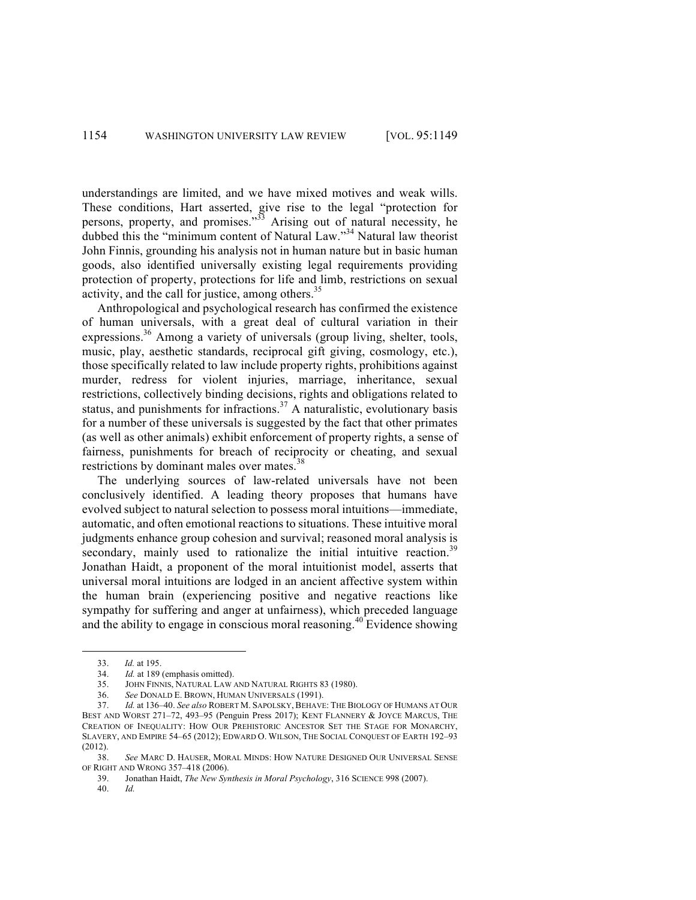understandings are limited, and we have mixed motives and weak wills. These conditions, Hart asserted, give rise to the legal "protection for persons, property, and promises."[33] Arising out of natural necessity, he dubbed this the "minimum content of Natural Law."[34] Natural law theorist John Finnis, grounding his analysis not in human nature but in basic human goods, also identified universally existing legal requirements providing protection of property, protections for life and limb, restrictions on sexual activity, and the call for justice, among others.[35]

Anthropological and psychological research has confirmed the existence of human universals, with a great deal of cultural variation in their expressions.[36] Among a variety of universals (group living, shelter, tools, music, play, aesthetic standards, reciprocal gift giving, cosmology, etc.), those specifically related to law include property rights, prohibitions against murder, redress for violent injuries, marriage, inheritance, sexual restrictions, collectively binding decisions, rights and obligations related to status, and punishments for infractions.[37] A naturalistic, evolutionary basis for a number of these universals is suggested by the fact that other primates (as well as other animals) exhibit enforcement of property rights, a sense of fairness, punishments for breach of reciprocity or cheating, and sexual restrictions by dominant males over mates.[38]

The underlying sources of law-related universals have not been conclusively identified. A leading theory proposes that humans have evolved subject to natural selection to possess moral intuitions—immediate, automatic, and often emotional reactions to situations. These intuitive moral judgments enhance group cohesion and survival; reasoned moral analysis is secondary, mainly used to rationalize the initial intuitive reaction.[39] Jonathan Haidt, a proponent of the moral intuitionist model, asserts that universal moral intuitions are lodged in an ancient affective system within the human brain (experiencing positive and negative reactions like sympathy for suffering and anger at unfairness), which preceded language and the ability to engage in conscious moral reasoning.[40] Evidence showing

---

33. *Id.* at 195.

34. *Id.* at 189 (emphasis omitted).

35. JOHN FINNIS, NATURAL LAW AND NATURAL RIGHTS 83 (1980).

36. *See* DONALD E. BROWN, HUMAN UNIVERSALS (1991).

37. *Id.* at 136–40. *See also* ROBERT M. SAPOLSKY, BEHAVE: THE BIOLOGY OF HUMANS AT OUR BEST AND WORST 271–72, 493–95 (Penguin Press 2017); KENT FLANNERY & JOYCE MARCUS, THE CREATION OF INEQUALITY: HOW OUR PREHISTORIC ANCESTOR SET THE STAGE FOR MONARCHY, SLAVERY, AND EMPIRE 54–65 (2012); EDWARD O. WILSON, THE SOCIAL CONQUEST OF EARTH 192–93 (2012).

38. *See* MARC D. HAUSER, MORAL MINDS: HOW NATURE DESIGNED OUR UNIVERSAL SENSE OF RIGHT AND WRONG 357–418 (2006).

39. Jonathan Haidt, *The New Synthesis in Moral Psychology*, 316 SCIENCE 998 (2007).

40. *Id.*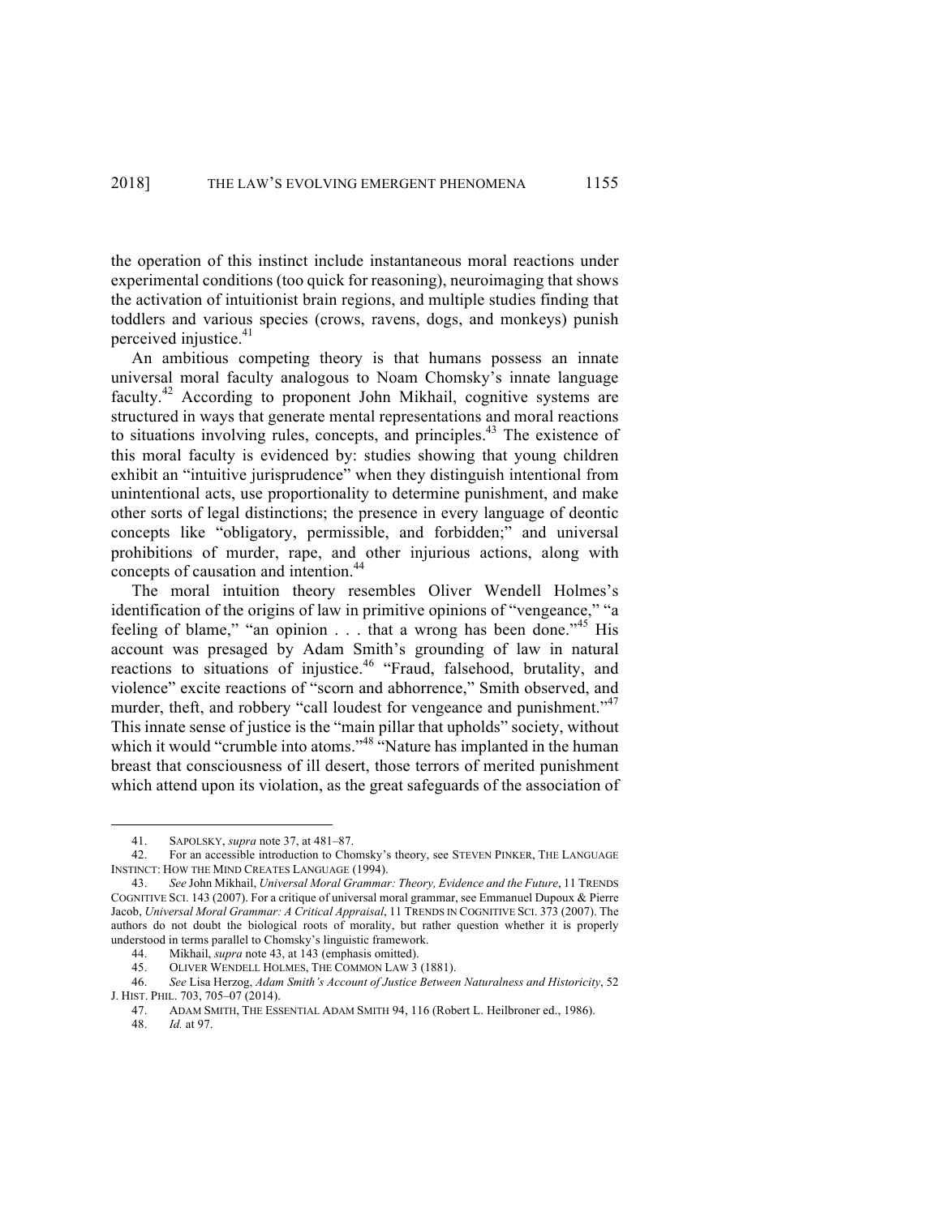the operation of this instinct include instantaneous moral reactions under experimental conditions (too quick for reasoning), neuroimaging that shows the activation of intuitionist brain regions, and multiple studies finding that toddlers and various species (crows, ravens, dogs, and monkeys) punish perceived injustice.[41]

An ambitious competing theory is that humans possess an innate universal moral faculty analogous to Noam Chomsky's innate language faculty.[42] According to proponent John Mikhail, cognitive systems are structured in ways that generate mental representations and moral reactions to situations involving rules, concepts, and principles.[43] The existence of this moral faculty is evidenced by: studies showing that young children exhibit an "intuitive jurisprudence" when they distinguish intentional from unintentional acts, use proportionality to determine punishment, and make other sorts of legal distinctions; the presence in every language of deontic concepts like "obligatory, permissible, and forbidden;" and universal prohibitions of murder, rape, and other injurious actions, along with concepts of causation and intention.[44]

The moral intuition theory resembles Oliver Wendell Holmes's identification of the origins of law in primitive opinions of "vengeance," "a feeling of blame," "an opinion . . . that a wrong has been done."[45] His account was presaged by Adam Smith's grounding of law in natural reactions to situations of injustice.[46] "Fraud, falsehood, brutality, and violence" excite reactions of "scorn and abhorrence," Smith observed, and murder, theft, and robbery "call loudest for vengeance and punishment."[47] This innate sense of justice is the "main pillar that upholds" society, without which it would "crumble into atoms."[48] "Nature has implanted in the human breast that consciousness of ill desert, those terrors of merited punishment which attend upon its violation, as the great safeguards of the association of

---

41. SAPOLSKY, *supra* note 37, at 481–87.

42. For an accessible introduction to Chomsky's theory, see STEVEN PINKER, THE LANGUAGE INSTINCT: HOW THE MIND CREATES LANGUAGE (1994).

43. *See* John Mikhail, *Universal Moral Grammar: Theory, Evidence and the Future*, 11 TRENDS COGNITIVE SCI. 143 (2007). For a critique of universal moral grammar, see Emmanuel Dupoux & Pierre Jacob, *Universal Moral Grammar: A Critical Appraisal*, 11 TRENDS IN COGNITIVE SCI. 373 (2007). The authors do not doubt the biological roots of morality, but rather question whether it is properly understood in terms parallel to Chomsky's linguistic framework.

44. Mikhail, *supra* note 43, at 143 (emphasis omitted).

45. OLIVER WENDELL HOLMES, THE COMMON LAW 3 (1881).

46. *See* Lisa Herzog, *Adam Smith's Account of Justice Between Naturalness and Historicity*, 52 J. HIST. PHIL. 703, 705–07 (2014).

47. ADAM SMITH, THE ESSENTIAL ADAM SMITH 94, 116 (Robert L. Heilbroner ed., 1986).

48. *Id.* at 97.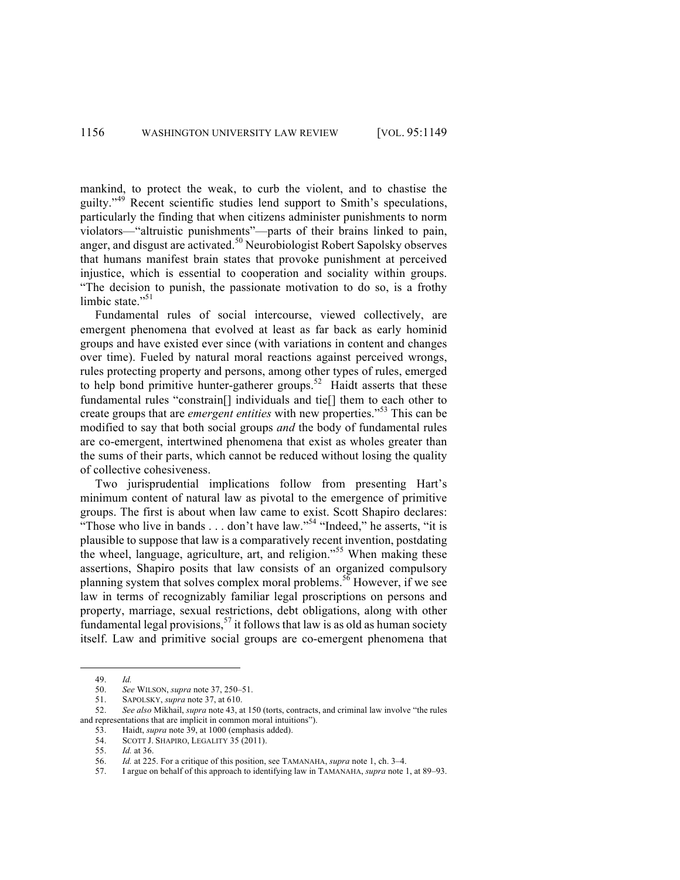mankind, to protect the weak, to curb the violent, and to chastise the guilty."[49] Recent scientific studies lend support to Smith's speculations, particularly the finding that when citizens administer punishments to norm violators—"altruistic punishments"—parts of their brains linked to pain, anger, and disgust are activated.[50] Neurobiologist Robert Sapolsky observes that humans manifest brain states that provoke punishment at perceived injustice, which is essential to cooperation and sociality within groups. "The decision to punish, the passionate motivation to do so, is a frothy limbic state."[51]

Fundamental rules of social intercourse, viewed collectively, are emergent phenomena that evolved at least as far back as early hominid groups and have existed ever since (with variations in content and changes over time). Fueled by natural moral reactions against perceived wrongs, rules protecting property and persons, among other types of rules, emerged to help bond primitive hunter-gatherer groups.[52] Haidt asserts that these fundamental rules "constrain[] individuals and tie[] them to each other to create groups that are *emergent entities* with new properties."[53] This can be modified to say that both social groups *and* the body of fundamental rules are co-emergent, intertwined phenomena that exist as wholes greater than the sums of their parts, which cannot be reduced without losing the quality of collective cohesiveness.

Two jurisprudential implications follow from presenting Hart's minimum content of natural law as pivotal to the emergence of primitive groups. The first is about when law came to exist. Scott Shapiro declares: "Those who live in bands . . . don't have law."[54] "Indeed," he asserts, "it is plausible to suppose that law is a comparatively recent invention, postdating the wheel, language, agriculture, art, and religion."[55] When making these assertions, Shapiro posits that law consists of an organized compulsory planning system that solves complex moral problems.[56] However, if we see law in terms of recognizably familiar legal proscriptions on persons and property, marriage, sexual restrictions, debt obligations, along with other fundamental legal provisions,[57] it follows that law is as old as human society itself. Law and primitive social groups are co-emergent phenomena that

---

49. *Id.*

50. *See* WILSON, *supra* note 37, 250–51.

51. SAPOLSKY, *supra* note 37, at 610.

52. *See also* Mikhail, *supra* note 43, at 150 (torts, contracts, and criminal law involve "the rules and representations that are implicit in common moral intuitions").

53. Haidt, *supra* note 39, at 1000 (emphasis added).

54. SCOTT J. SHAPIRO, LEGALITY 35 (2011).

55. *Id.* at 36.

56. *Id.* at 225. For a critique of this position, see TAMANAHA, *supra* note 1, ch. 3–4.

57. I argue on behalf of this approach to identifying law in TAMANAHA, *supra* note 1, at 89–93.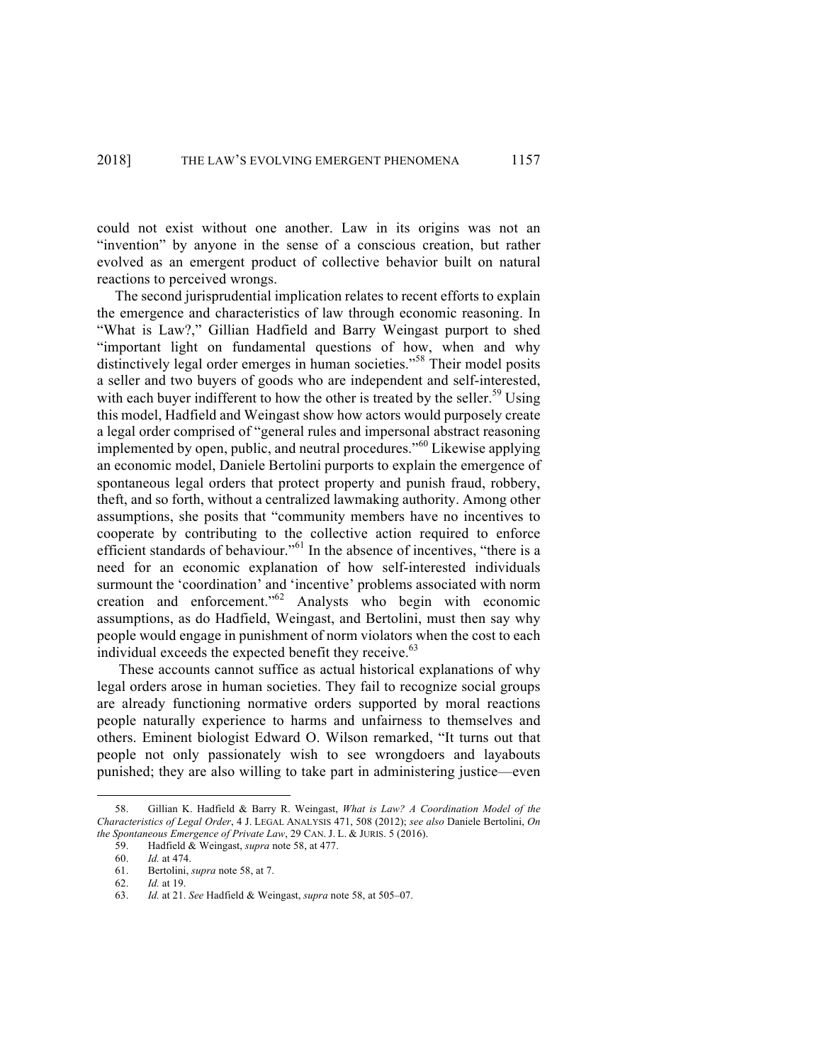could not exist without one another. Law in its origins was not an "invention" by anyone in the sense of a conscious creation, but rather evolved as an emergent product of collective behavior built on natural reactions to perceived wrongs.

The second jurisprudential implication relates to recent efforts to explain the emergence and characteristics of law through economic reasoning. In "What is Law?," Gillian Hadfield and Barry Weingast purport to shed "important light on fundamental questions of how, when and why distinctively legal order emerges in human societies."[58] Their model posits a seller and two buyers of goods who are independent and self-interested, with each buyer indifferent to how the other is treated by the seller.[59] Using this model, Hadfield and Weingast show how actors would purposely create a legal order comprised of "general rules and impersonal abstract reasoning implemented by open, public, and neutral procedures."[60] Likewise applying an economic model, Daniele Bertolini purports to explain the emergence of spontaneous legal orders that protect property and punish fraud, robbery, theft, and so forth, without a centralized lawmaking authority. Among other assumptions, she posits that "community members have no incentives to cooperate by contributing to the collective action required to enforce efficient standards of behaviour."[61] In the absence of incentives, "there is a need for an economic explanation of how self-interested individuals surmount the 'coordination' and 'incentive' problems associated with norm creation and enforcement."[62] Analysts who begin with economic assumptions, as do Hadfield, Weingast, and Bertolini, must then say why people would engage in punishment of norm violators when the cost to each individual exceeds the expected benefit they receive.[63]

These accounts cannot suffice as actual historical explanations of why legal orders arose in human societies. They fail to recognize social groups are already functioning normative orders supported by moral reactions people naturally experience to harms and unfairness to themselves and others. Eminent biologist Edward O. Wilson remarked, "It turns out that people not only passionately wish to see wrongdoers and layabouts punished; they are also willing to take part in administering justice—even

---

58. Gillian K. Hadfield & Barry R. Weingast, *What is Law? A Coordination Model of the Characteristics of Legal Order*, 4 J. LEGAL ANALYSIS 471, 508 (2012); *see also* Daniele Bertolini, *On the Spontaneous Emergence of Private Law*, 29 CAN. J. L. & JURIS. 5 (2016).

59. Hadfield & Weingast, *supra* note 58, at 477.

60. *Id.* at 474.

61. Bertolini, *supra* note 58, at 7.

62. *Id.* at 19.

63. *Id.* at 21. *See* Hadfield & Weingast, *supra* note 58, at 505–07.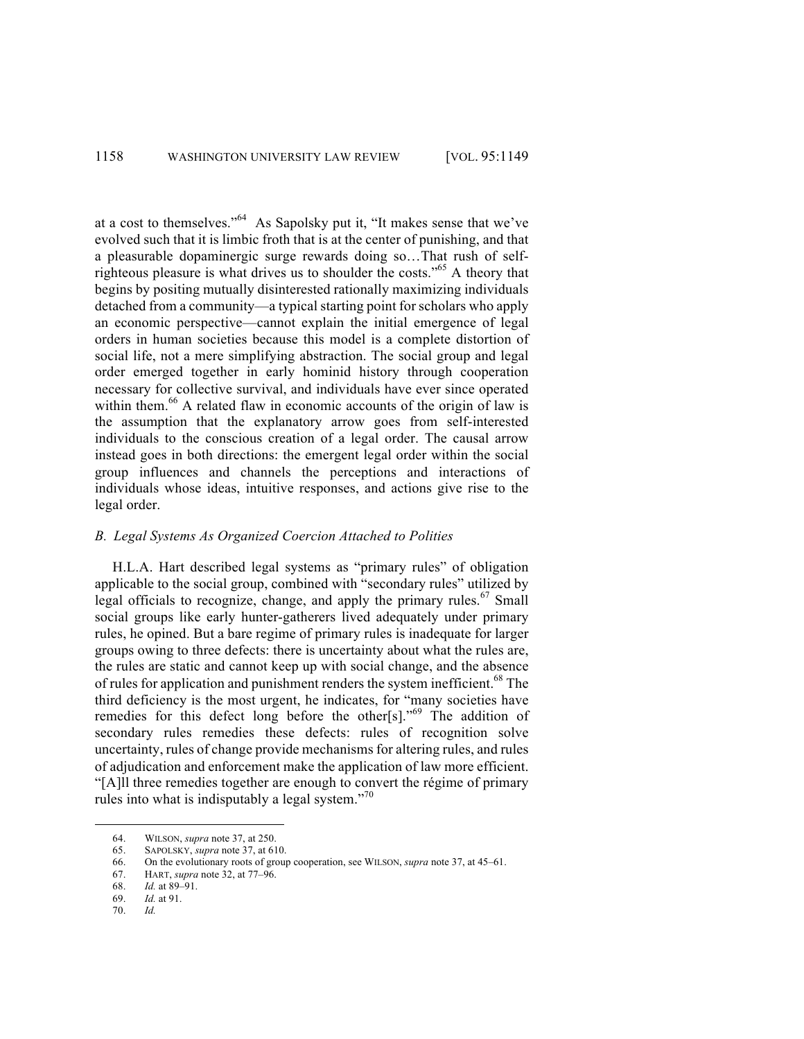at a cost to themselves."[64] As Sapolsky put it, "It makes sense that we've evolved such that it is limbic froth that is at the center of punishing, and that a pleasurable dopaminergic surge rewards doing so…That rush of self-righteous pleasure is what drives us to shoulder the costs."[65] A theory that begins by positing mutually disinterested rationally maximizing individuals detached from a community—a typical starting point for scholars who apply an economic perspective—cannot explain the initial emergence of legal orders in human societies because this model is a complete distortion of social life, not a mere simplifying abstraction. The social group and legal order emerged together in early hominid history through cooperation necessary for collective survival, and individuals have ever since operated within them.[66] A related flaw in economic accounts of the origin of law is the assumption that the explanatory arrow goes from self-interested individuals to the conscious creation of a legal order. The causal arrow instead goes in both directions: the emergent legal order within the social group influences and channels the perceptions and interactions of individuals whose ideas, intuitive responses, and actions give rise to the legal order.

### *B. Legal Systems As Organized Coercion Attached to Polities*

H.L.A. Hart described legal systems as "primary rules" of obligation applicable to the social group, combined with "secondary rules" utilized by legal officials to recognize, change, and apply the primary rules.[67] Small social groups like early hunter-gatherers lived adequately under primary rules, he opined. But a bare regime of primary rules is inadequate for larger groups owing to three defects: there is uncertainty about what the rules are, the rules are static and cannot keep up with social change, and the absence of rules for application and punishment renders the system inefficient.[68] The third deficiency is the most urgent, he indicates, for "many societies have remedies for this defect long before the other[s]."[69] The addition of secondary rules remedies these defects: rules of recognition solve uncertainty, rules of change provide mechanisms for altering rules, and rules of adjudication and enforcement make the application of law more efficient. "[A]ll three remedies together are enough to convert the régime of primary rules into what is indisputably a legal system."[70]

---

64. WILSON, *supra* note 37, at 250.
65. SAPOLSKY, *supra* note 37, at 610.
66. On the evolutionary roots of group cooperation, see WILSON, *supra* note 37, at 45–61.
67. HART, *supra* note 32, at 77–96.
68. *Id.* at 89–91.
69. *Id.* at 91.
70. *Id.*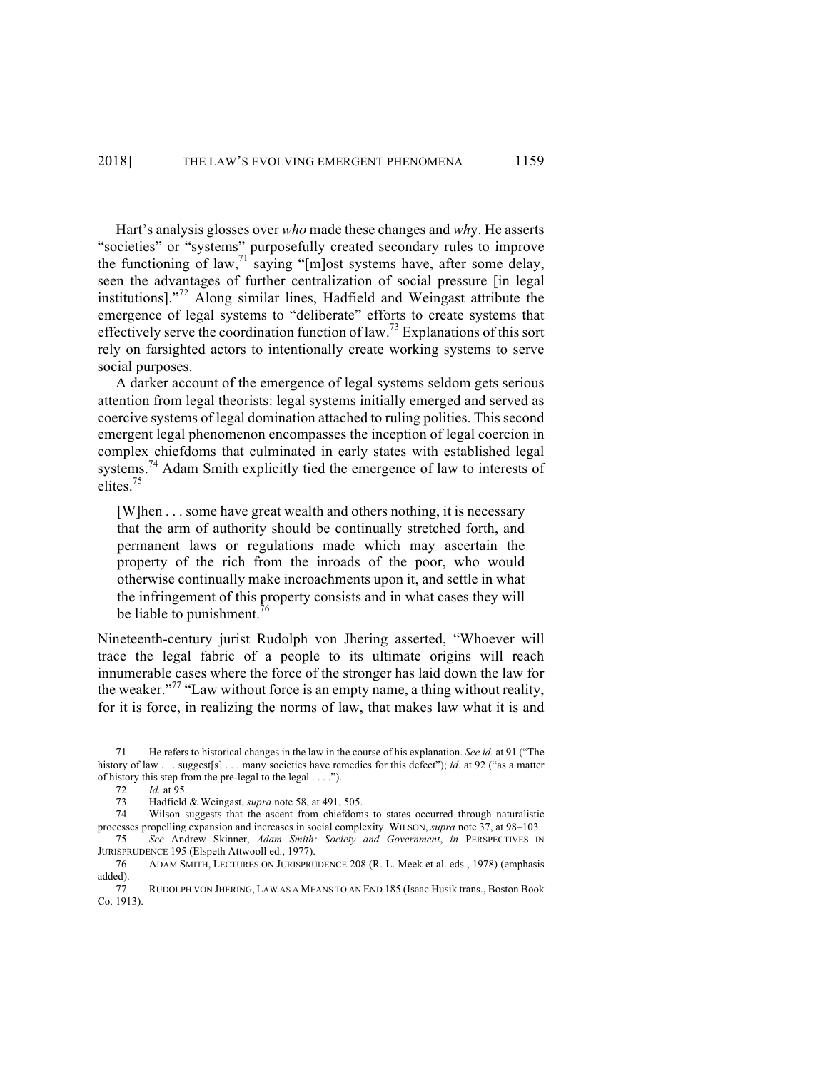Hart's analysis glosses over *who* made these changes and *why*. He asserts "societies" or "systems" purposefully created secondary rules to improve the functioning of law,[71] saying "[m]ost systems have, after some delay, seen the advantages of further centralization of social pressure [in legal institutions]."[72] Along similar lines, Hadfield and Weingast attribute the emergence of legal systems to "deliberate" efforts to create systems that effectively serve the coordination function of law.[73] Explanations of this sort rely on farsighted actors to intentionally create working systems to serve social purposes.

A darker account of the emergence of legal systems seldom gets serious attention from legal theorists: legal systems initially emerged and served as coercive systems of legal domination attached to ruling polities. This second emergent legal phenomenon encompasses the inception of legal coercion in complex chiefdoms that culminated in early states with established legal systems.[74] Adam Smith explicitly tied the emergence of law to interests of elites.[75]

> [W]hen . . . some have great wealth and others nothing, it is necessary that the arm of authority should be continually stretched forth, and permanent laws or regulations made which may ascertain the property of the rich from the inroads of the poor, who would otherwise continually make incroachments upon it, and settle in what the infringement of this property consists and in what cases they will be liable to punishment.[76]

Nineteenth-century jurist Rudolph von Jhering asserted, "Whoever will trace the legal fabric of a people to its ultimate origins will reach innumerable cases where the force of the stronger has laid down the law for the weaker."[77] "Law without force is an empty name, a thing without reality, for it is force, in realizing the norms of law, that makes law what it is and

---

71. He refers to historical changes in the law in the course of his explanation. *See id.* at 91 ("The history of law . . . suggest[s] . . . many societies have remedies for this defect"); *id.* at 92 ("as a matter of history this step from the pre-legal to the legal . . . .").

72. *Id.* at 95.

73. Hadfield & Weingast, *supra* note 58, at 491, 505.

74. Wilson suggests that the ascent from chiefdoms to states occurred through naturalistic processes propelling expansion and increases in social complexity. WILSON, *supra* note 37, at 98–103.

75. *See* Andrew Skinner, *Adam Smith: Society and Government*, *in* PERSPECTIVES IN JURISPRUDENCE 195 (Elspeth Attwooll ed., 1977).

76. ADAM SMITH, LECTURES ON JURISPRUDENCE 208 (R. L. Meek et al. eds., 1978) (emphasis added).

77. RUDOLPH VON JHERING, LAW AS A MEANS TO AN END 185 (Isaac Husik trans., Boston Book Co. 1913).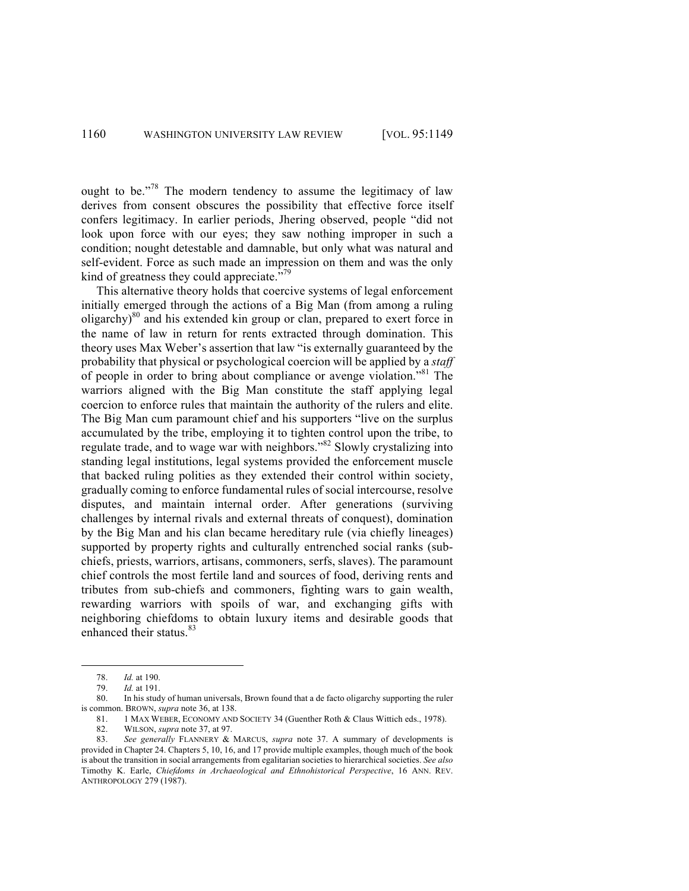ought to be."[78] The modern tendency to assume the legitimacy of law derives from consent obscures the possibility that effective force itself confers legitimacy. In earlier periods, Jhering observed, people "did not look upon force with our eyes; they saw nothing improper in such a condition; nought detestable and damnable, but only what was natural and self-evident. Force as such made an impression on them and was the only kind of greatness they could appreciate."[79]

This alternative theory holds that coercive systems of legal enforcement initially emerged through the actions of a Big Man (from among a ruling oligarchy)[80] and his extended kin group or clan, prepared to exert force in the name of law in return for rents extracted through domination. This theory uses Max Weber's assertion that law "is externally guaranteed by the probability that physical or psychological coercion will be applied by a *staff* of people in order to bring about compliance or avenge violation."[81] The warriors aligned with the Big Man constitute the staff applying legal coercion to enforce rules that maintain the authority of the rulers and elite. The Big Man cum paramount chief and his supporters "live on the surplus accumulated by the tribe, employing it to tighten control upon the tribe, to regulate trade, and to wage war with neighbors."[82] Slowly crystalizing into standing legal institutions, legal systems provided the enforcement muscle that backed ruling polities as they extended their control within society, gradually coming to enforce fundamental rules of social intercourse, resolve disputes, and maintain internal order. After generations (surviving challenges by internal rivals and external threats of conquest), domination by the Big Man and his clan became hereditary rule (via chiefly lineages) supported by property rights and culturally entrenched social ranks (sub-chiefs, priests, warriors, artisans, commoners, serfs, slaves). The paramount chief controls the most fertile land and sources of food, deriving rents and tributes from sub-chiefs and commoners, fighting wars to gain wealth, rewarding warriors with spoils of war, and exchanging gifts with neighboring chiefdoms to obtain luxury items and desirable goods that enhanced their status.[83]

---

78. *Id.* at 190.

79. *Id.* at 191.

80. In his study of human universals, Brown found that a de facto oligarchy supporting the ruler is common. BROWN, *supra* note 36, at 138.

81. 1 MAX WEBER, ECONOMY AND SOCIETY 34 (Guenther Roth & Claus Wittich eds., 1978).

82. WILSON, *supra* note 37, at 97.

83. *See generally* FLANNERY & MARCUS, *supra* note 37. A summary of developments is provided in Chapter 24. Chapters 5, 10, 16, and 17 provide multiple examples, though much of the book is about the transition in social arrangements from egalitarian societies to hierarchical societies. *See also* Timothy K. Earle, *Chiefdoms in Archaeological and Ethnohistorical Perspective*, 16 ANN. REV. ANTHROPOLOGY 279 (1987).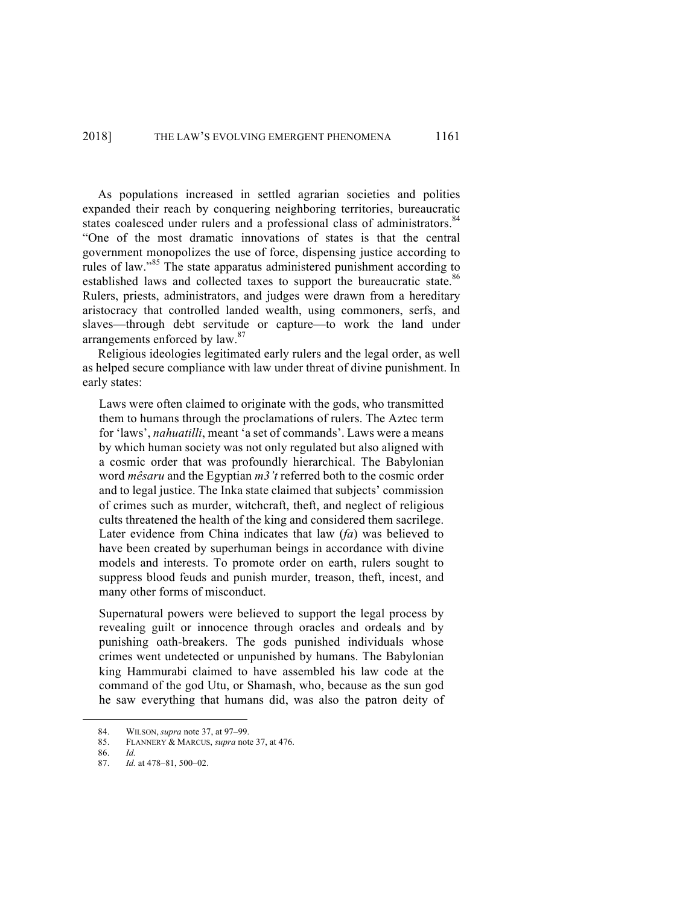As populations increased in settled agrarian societies and polities expanded their reach by conquering neighboring territories, bureaucratic states coalesced under rulers and a professional class of administrators.[84] "One of the most dramatic innovations of states is that the central government monopolizes the use of force, dispensing justice according to rules of law."[85] The state apparatus administered punishment according to established laws and collected taxes to support the bureaucratic state.[86] Rulers, priests, administrators, and judges were drawn from a hereditary aristocracy that controlled landed wealth, using commoners, serfs, and slaves—through debt servitude or capture—to work the land under arrangements enforced by law.[87]

Religious ideologies legitimated early rulers and the legal order, as well as helped secure compliance with law under threat of divine punishment. In early states:

> Laws were often claimed to originate with the gods, who transmitted them to humans through the proclamations of rulers. The Aztec term for 'laws', *nahuatilli*, meant 'a set of commands'. Laws were a means by which human society was not only regulated but also aligned with a cosmic order that was profoundly hierarchical. The Babylonian word *mêsaru* and the Egyptian *m3't* referred both to the cosmic order and to legal justice. The Inka state claimed that subjects' commission of crimes such as murder, witchcraft, theft, and neglect of religious cults threatened the health of the king and considered them sacrilege. Later evidence from China indicates that law (*fa*) was believed to have been created by superhuman beings in accordance with divine models and interests. To promote order on earth, rulers sought to suppress blood feuds and punish murder, treason, theft, incest, and many other forms of misconduct.
>
> Supernatural powers were believed to support the legal process by revealing guilt or innocence through oracles and ordeals and by punishing oath-breakers. The gods punished individuals whose crimes went undetected or unpunished by humans. The Babylonian king Hammurabi claimed to have assembled his law code at the command of the god Utu, or Shamash, who, because as the sun god he saw everything that humans did, was also the patron deity of

---

84. WILSON, *supra* note 37, at 97–99.
85. FLANNERY & MARCUS, *supra* note 37, at 476.
86. *Id.*
87. *Id.* at 478–81, 500–02.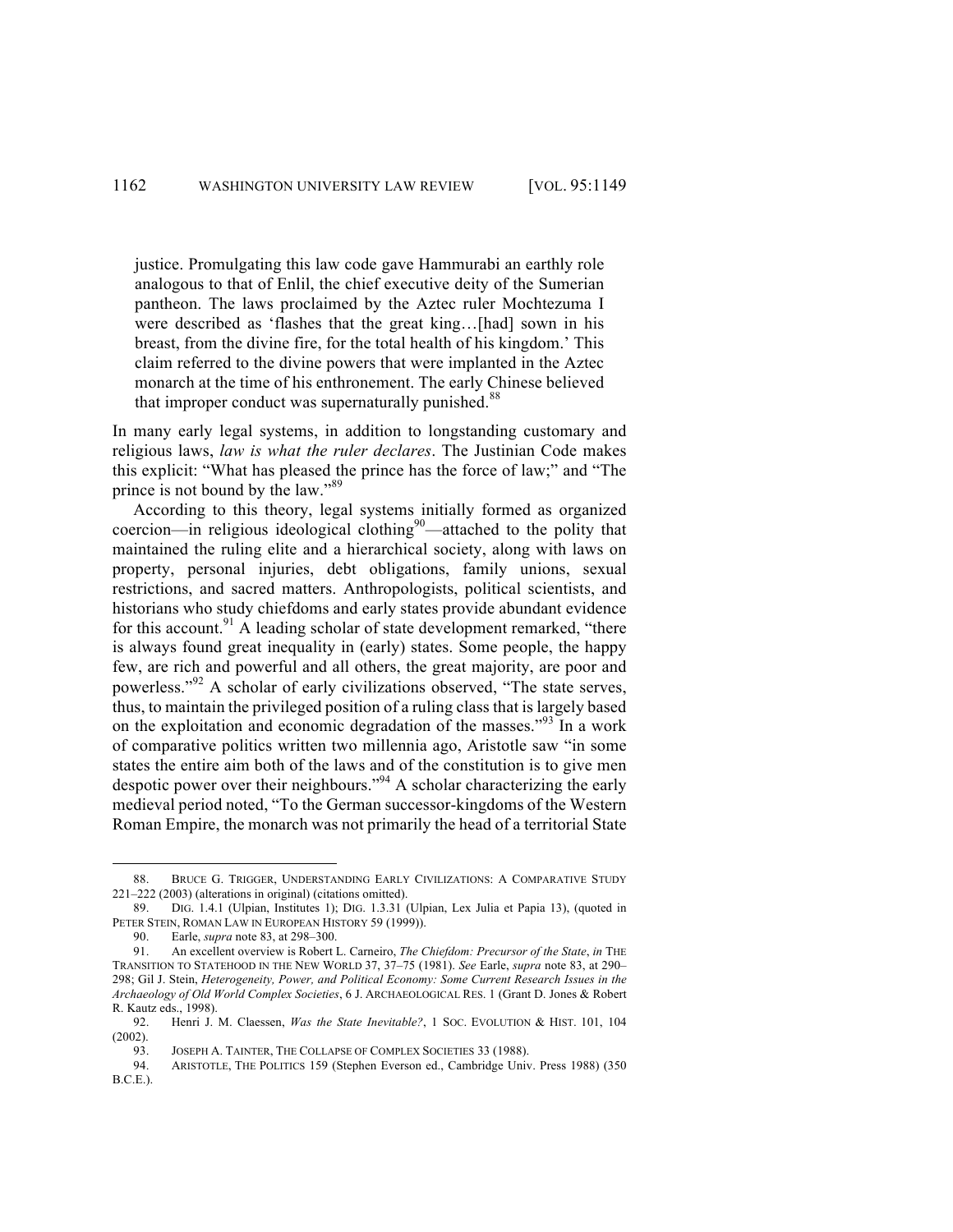> justice. Promulgating this law code gave Hammurabi an earthly role analogous to that of Enlil, the chief executive deity of the Sumerian pantheon. The laws proclaimed by the Aztec ruler Mochtezuma I were described as 'flashes that the great king…[had] sown in his breast, from the divine fire, for the total health of his kingdom.' This claim referred to the divine powers that were implanted in the Aztec monarch at the time of his enthronement. The early Chinese believed that improper conduct was supernaturally punished.[88]

In many early legal systems, in addition to longstanding customary and religious laws, *law is what the ruler declares*. The Justinian Code makes this explicit: "What has pleased the prince has the force of law;" and "The prince is not bound by the law."[89]

According to this theory, legal systems initially formed as organized coercion—in religious ideological clothing[90]—attached to the polity that maintained the ruling elite and a hierarchical society, along with laws on property, personal injuries, debt obligations, family unions, sexual restrictions, and sacred matters. Anthropologists, political scientists, and historians who study chiefdoms and early states provide abundant evidence for this account.[91] A leading scholar of state development remarked, "there is always found great inequality in (early) states. Some people, the happy few, are rich and powerful and all others, the great majority, are poor and powerless."[92] A scholar of early civilizations observed, "The state serves, thus, to maintain the privileged position of a ruling class that is largely based on the exploitation and economic degradation of the masses."[93] In a work of comparative politics written two millennia ago, Aristotle saw "in some states the entire aim both of the laws and of the constitution is to give men despotic power over their neighbours."[94] A scholar characterizing the early medieval period noted, "To the German successor-kingdoms of the Western Roman Empire, the monarch was not primarily the head of a territorial State

---

88. BRUCE G. TRIGGER, UNDERSTANDING EARLY CIVILIZATIONS: A COMPARATIVE STUDY 221–222 (2003) (alterations in original) (citations omitted).

89. DIG. 1.4.1 (Ulpian, Institutes 1); DIG. 1.3.31 (Ulpian, Lex Julia et Papia 13), (quoted in PETER STEIN, ROMAN LAW IN EUROPEAN HISTORY 59 (1999)).

90. Earle, *supra* note 83, at 298–300.

91. An excellent overview is Robert L. Carneiro, *The Chiefdom: Precursor of the State*, *in* THE TRANSITION TO STATEHOOD IN THE NEW WORLD 37, 37–75 (1981). *See* Earle, *supra* note 83, at 290–298; Gil J. Stein, *Heterogeneity, Power, and Political Economy: Some Current Research Issues in the Archaeology of Old World Complex Societies*, 6 J. ARCHAEOLOGICAL RES. 1 (Grant D. Jones & Robert R. Kautz eds., 1998).

92. Henri J. M. Claessen, *Was the State Inevitable?*, 1 SOC. EVOLUTION & HIST. 101, 104 (2002).

93. JOSEPH A. TAINTER, THE COLLAPSE OF COMPLEX SOCIETIES 33 (1988).

94. ARISTOTLE, THE POLITICS 159 (Stephen Everson ed., Cambridge Univ. Press 1988) (350 B.C.E.).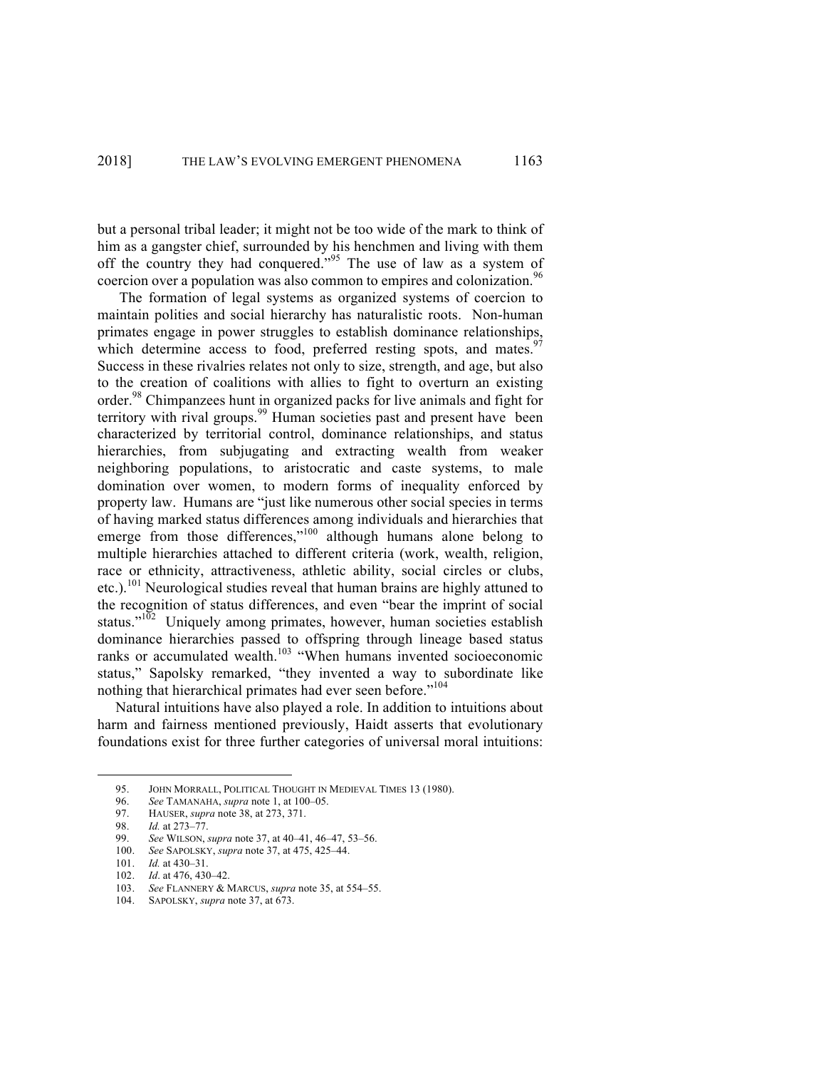but a personal tribal leader; it might not be too wide of the mark to think of him as a gangster chief, surrounded by his henchmen and living with them off the country they had conquered."[95] The use of law as a system of coercion over a population was also common to empires and colonization.[96]

The formation of legal systems as organized systems of coercion to maintain polities and social hierarchy has naturalistic roots. Non-human primates engage in power struggles to establish dominance relationships, which determine access to food, preferred resting spots, and mates.[97] Success in these rivalries relates not only to size, strength, and age, but also to the creation of coalitions with allies to fight to overturn an existing order.[98] Chimpanzees hunt in organized packs for live animals and fight for territory with rival groups.[99] Human societies past and present have been characterized by territorial control, dominance relationships, and status hierarchies, from subjugating and extracting wealth from weaker neighboring populations, to aristocratic and caste systems, to male domination over women, to modern forms of inequality enforced by property law. Humans are "just like numerous other social species in terms of having marked status differences among individuals and hierarchies that emerge from those differences,"[100] although humans alone belong to multiple hierarchies attached to different criteria (work, wealth, religion, race or ethnicity, attractiveness, athletic ability, social circles or clubs, etc.).[101] Neurological studies reveal that human brains are highly attuned to the recognition of status differences, and even "bear the imprint of social status."[102] Uniquely among primates, however, human societies establish dominance hierarchies passed to offspring through lineage based status ranks or accumulated wealth.[103] "When humans invented socioeconomic status," Sapolsky remarked, "they invented a way to subordinate like nothing that hierarchical primates had ever seen before."[104]

Natural intuitions have also played a role. In addition to intuitions about harm and fairness mentioned previously, Haidt asserts that evolutionary foundations exist for three further categories of universal moral intuitions:

---

95. JOHN MORRALL, POLITICAL THOUGHT IN MEDIEVAL TIMES 13 (1980).
96. *See* TAMANAHA, *supra* note 1, at 100–05.
97. HAUSER, *supra* note 38, at 273, 371.
98. *Id.* at 273–77.
99. *See* WILSON, *supra* note 37, at 40–41, 46–47, 53–56.
100. *See* SAPOLSKY, *supra* note 37, at 475, 425–44.
101. *Id.* at 430–31.
102. *Id.* at 476, 430–42.
103. *See* FLANNERY & MARCUS, *supra* note 35, at 554–55.
104. SAPOLSKY, *supra* note 37, at 673.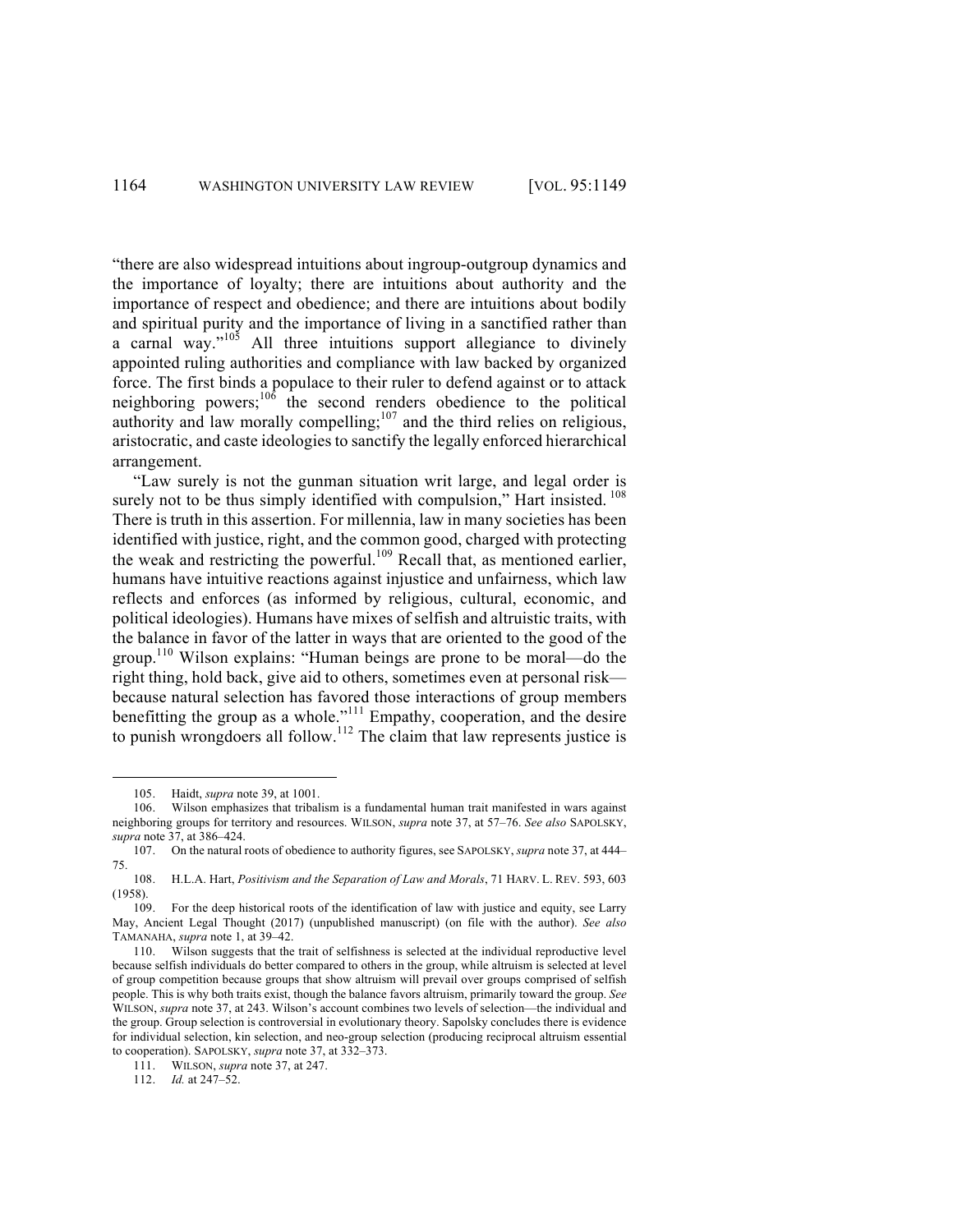"there are also widespread intuitions about ingroup-outgroup dynamics and the importance of loyalty; there are intuitions about authority and the importance of respect and obedience; and there are intuitions about bodily and spiritual purity and the importance of living in a sanctified rather than a carnal way."[105] All three intuitions support allegiance to divinely appointed ruling authorities and compliance with law backed by organized force. The first binds a populace to their ruler to defend against or to attack neighboring powers;[106] the second renders obedience to the political authority and law morally compelling;[107] and the third relies on religious, aristocratic, and caste ideologies to sanctify the legally enforced hierarchical arrangement.

"Law surely is not the gunman situation writ large, and legal order is surely not to be thus simply identified with compulsion," Hart insisted.[108] There is truth in this assertion. For millennia, law in many societies has been identified with justice, right, and the common good, charged with protecting the weak and restricting the powerful.[109] Recall that, as mentioned earlier, humans have intuitive reactions against injustice and unfairness, which law reflects and enforces (as informed by religious, cultural, economic, and political ideologies). Humans have mixes of selfish and altruistic traits, with the balance in favor of the latter in ways that are oriented to the good of the group.[110] Wilson explains: "Human beings are prone to be moral—do the right thing, hold back, give aid to others, sometimes even at personal risk—because natural selection has favored those interactions of group members benefitting the group as a whole."[111] Empathy, cooperation, and the desire to punish wrongdoers all follow.[112] The claim that law represents justice is

---

105. Haidt, *supra* note 39, at 1001.

106. Wilson emphasizes that tribalism is a fundamental human trait manifested in wars against neighboring groups for territory and resources. WILSON, *supra* note 37, at 57–76. *See also* SAPOLSKY, *supra* note 37, at 386–424.

107. On the natural roots of obedience to authority figures, see SAPOLSKY, *supra* note 37, at 444–75.

108. H.L.A. Hart, *Positivism and the Separation of Law and Morals*, 71 HARV. L. REV. 593, 603 (1958).

109. For the deep historical roots of the identification of law with justice and equity, see Larry May, Ancient Legal Thought (2017) (unpublished manuscript) (on file with the author). *See also* TAMANAHA, *supra* note 1, at 39–42.

110. Wilson suggests that the trait of selfishness is selected at the individual reproductive level because selfish individuals do better compared to others in the group, while altruism is selected at level of group competition because groups that show altruism will prevail over groups comprised of selfish people. This is why both traits exist, though the balance favors altruism, primarily toward the group. *See* WILSON, *supra* note 37, at 243. Wilson's account combines two levels of selection—the individual and the group. Group selection is controversial in evolutionary theory. Sapolsky concludes there is evidence for individual selection, kin selection, and neo-group selection (producing reciprocal altruism essential to cooperation). SAPOLSKY, *supra* note 37, at 332–373.

111. WILSON, *supra* note 37, at 247.

112. *Id.* at 247–52.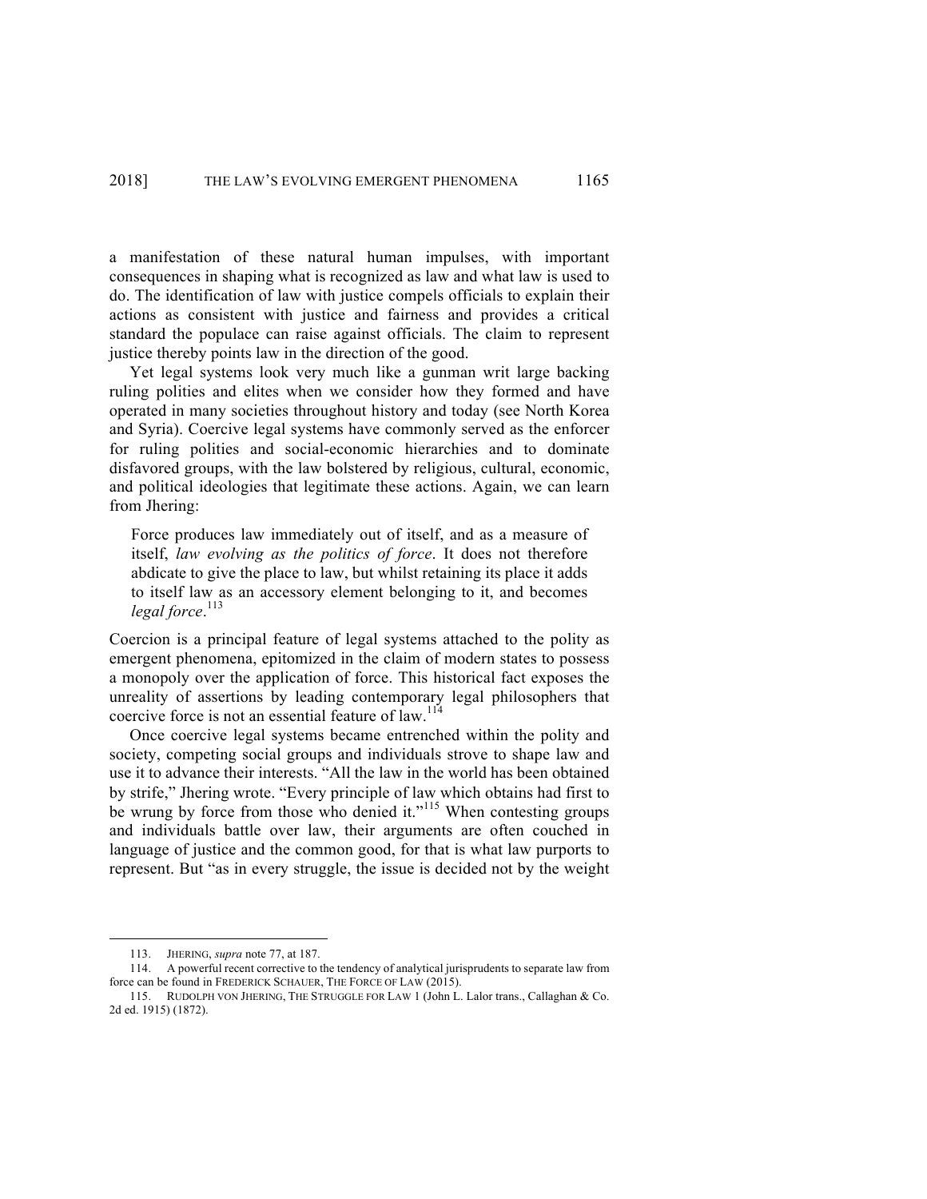a manifestation of these natural human impulses, with important consequences in shaping what is recognized as law and what law is used to do. The identification of law with justice compels officials to explain their actions as consistent with justice and fairness and provides a critical standard the populace can raise against officials. The claim to represent justice thereby points law in the direction of the good.

Yet legal systems look very much like a gunman writ large backing ruling polities and elites when we consider how they formed and have operated in many societies throughout history and today (see North Korea and Syria). Coercive legal systems have commonly served as the enforcer for ruling polities and social-economic hierarchies and to dominate disfavored groups, with the law bolstered by religious, cultural, economic, and political ideologies that legitimate these actions. Again, we can learn from Jhering:

> Force produces law immediately out of itself, and as a measure of itself, *law evolving as the politics of force*. It does not therefore abdicate to give the place to law, but whilst retaining its place it adds to itself law as an accessory element belonging to it, and becomes *legal force*.[113]

Coercion is a principal feature of legal systems attached to the polity as emergent phenomena, epitomized in the claim of modern states to possess a monopoly over the application of force. This historical fact exposes the unreality of assertions by leading contemporary legal philosophers that coercive force is not an essential feature of law.[114]

Once coercive legal systems became entrenched within the polity and society, competing social groups and individuals strove to shape law and use it to advance their interests. "All the law in the world has been obtained by strife," Jhering wrote. "Every principle of law which obtains had first to be wrung by force from those who denied it."[115] When contesting groups and individuals battle over law, their arguments are often couched in language of justice and the common good, for that is what law purports to represent. But "as in every struggle, the issue is decided not by the weight

---

113. JHERING, *supra* note 77, at 187.

114. A powerful recent corrective to the tendency of analytical jurisprudents to separate law from force can be found in FREDERICK SCHAUER, THE FORCE OF LAW (2015).

115. RUDOLPH VON JHERING, THE STRUGGLE FOR LAW 1 (John L. Lalor trans., Callaghan & Co. 2d ed. 1915) (1872).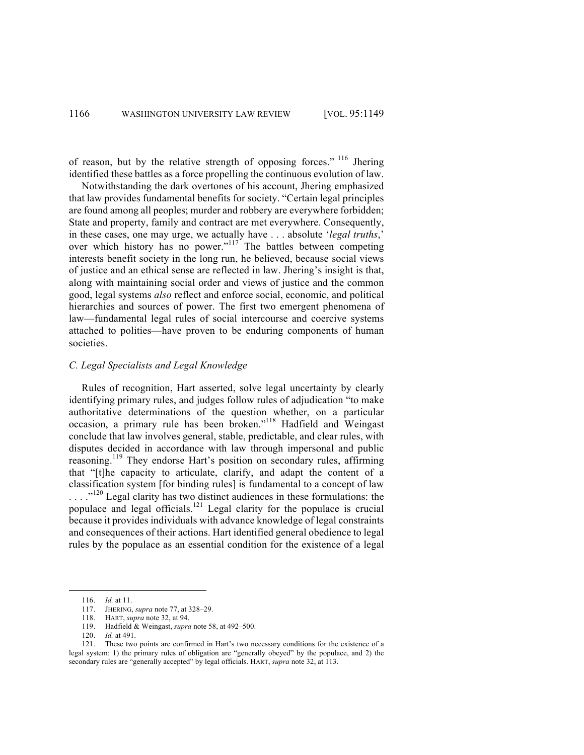of reason, but by the relative strength of opposing forces." [116] Jhering identified these battles as a force propelling the continuous evolution of law.

Notwithstanding the dark overtones of his account, Jhering emphasized that law provides fundamental benefits for society. "Certain legal principles are found among all peoples; murder and robbery are everywhere forbidden; State and property, family and contract are met everywhere. Consequently, in these cases, one may urge, we actually have . . . absolute '*legal truths*,' over which history has no power."[117] The battles between competing interests benefit society in the long run, he believed, because social views of justice and an ethical sense are reflected in law. Jhering's insight is that, along with maintaining social order and views of justice and the common good, legal systems *also* reflect and enforce social, economic, and political hierarchies and sources of power. The first two emergent phenomena of law—fundamental legal rules of social intercourse and coercive systems attached to polities—have proven to be enduring components of human societies.

### *C. Legal Specialists and Legal Knowledge*

Rules of recognition, Hart asserted, solve legal uncertainty by clearly identifying primary rules, and judges follow rules of adjudication "to make authoritative determinations of the question whether, on a particular occasion, a primary rule has been broken."[118] Hadfield and Weingast conclude that law involves general, stable, predictable, and clear rules, with disputes decided in accordance with law through impersonal and public reasoning.[119] They endorse Hart's position on secondary rules, affirming that "[t]he capacity to articulate, clarify, and adapt the content of a classification system [for binding rules] is fundamental to a concept of law . . . ."[120] Legal clarity has two distinct audiences in these formulations: the populace and legal officials.[121] Legal clarity for the populace is crucial because it provides individuals with advance knowledge of legal constraints and consequences of their actions. Hart identified general obedience to legal rules by the populace as an essential condition for the existence of a legal

---

116. *Id.* at 11.

117. JHERING, *supra* note 77, at 328–29.

118. HART, *supra* note 32, at 94.

119. Hadfield & Weingast, *supra* note 58, at 492–500.

120. *Id.* at 491.

121. These two points are confirmed in Hart's two necessary conditions for the existence of a legal system: 1) the primary rules of obligation are "generally obeyed" by the populace, and 2) the secondary rules are "generally accepted" by legal officials. HART, *supra* note 32, at 113.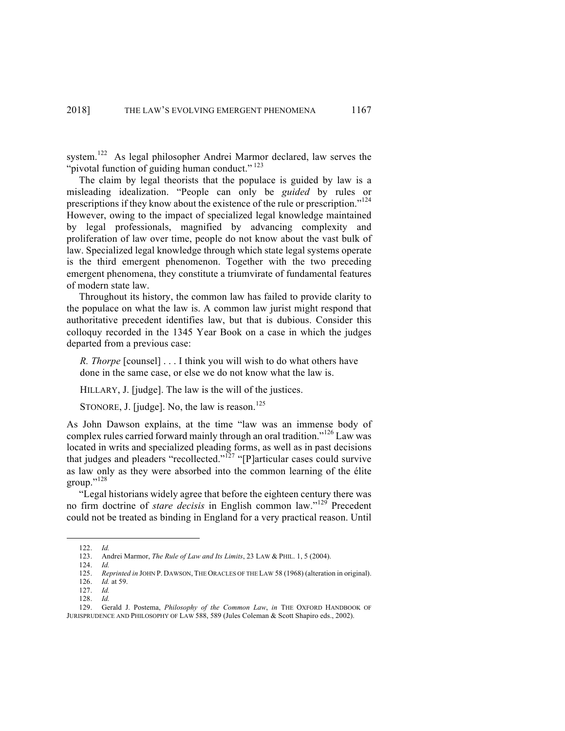system.[122] As legal philosopher Andrei Marmor declared, law serves the "pivotal function of guiding human conduct." [123]

The claim by legal theorists that the populace is guided by law is a misleading idealization. "People can only be *guided* by rules or prescriptions if they know about the existence of the rule or prescription."[124] However, owing to the impact of specialized legal knowledge maintained by legal professionals, magnified by advancing complexity and proliferation of law over time, people do not know about the vast bulk of law. Specialized legal knowledge through which state legal systems operate is the third emergent phenomenon. Together with the two preceding emergent phenomena, they constitute a triumvirate of fundamental features of modern state law.

Throughout its history, the common law has failed to provide clarity to the populace on what the law is. A common law jurist might respond that authoritative precedent identifies law, but that is dubious. Consider this colloquy recorded in the 1345 Year Book on a case in which the judges departed from a previous case:

> *R. Thorpe* [counsel] . . . I think you will wish to do what others have done in the same case, or else we do not know what the law is.
>
> HILLARY, J. [judge]. The law is the will of the justices.
>
> STONORE, J. [judge]. No, the law is reason.[125]

As John Dawson explains, at the time "law was an immense body of complex rules carried forward mainly through an oral tradition."[126] Law was located in writs and specialized pleading forms, as well as in past decisions that judges and pleaders "recollected."[127] "[P]articular cases could survive as law only as they were absorbed into the common learning of the élite group."[128]

"Legal historians widely agree that before the eighteen century there was no firm doctrine of *stare decisis* in English common law."[129] Precedent could not be treated as binding in England for a very practical reason. Until

---

122. *Id.*

123. Andrei Marmor, *The Rule of Law and Its Limits*, 23 LAW & PHIL. 1, 5 (2004).

124. *Id.*

125. *Reprinted in* JOHN P. DAWSON, THE ORACLES OF THE LAW 58 (1968) (alteration in original).

126. *Id.* at 59.

127. *Id.*

128. *Id.*

129. Gerald J. Postema, *Philosophy of the Common Law*, *in* THE OXFORD HANDBOOK OF JURISPRUDENCE AND PHILOSOPHY OF LAW 588, 589 (Jules Coleman & Scott Shapiro eds., 2002).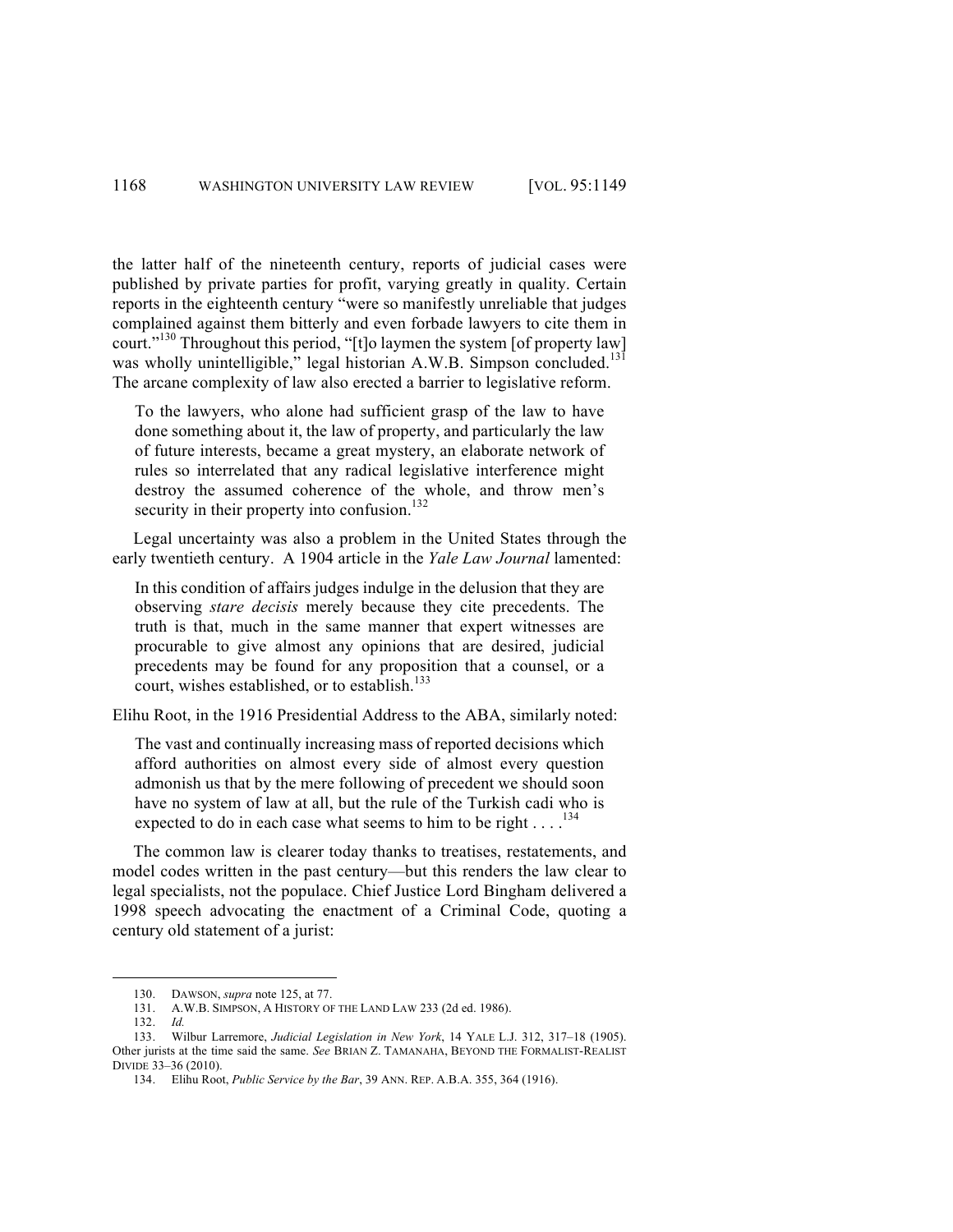the latter half of the nineteenth century, reports of judicial cases were published by private parties for profit, varying greatly in quality. Certain reports in the eighteenth century "were so manifestly unreliable that judges complained against them bitterly and even forbade lawyers to cite them in court."[130] Throughout this period, "[t]o laymen the system [of property law] was wholly unintelligible," legal historian A.W.B. Simpson concluded.[131] The arcane complexity of law also erected a barrier to legislative reform.

> To the lawyers, who alone had sufficient grasp of the law to have done something about it, the law of property, and particularly the law of future interests, became a great mystery, an elaborate network of rules so interrelated that any radical legislative interference might destroy the assumed coherence of the whole, and throw men's security in their property into confusion.[132]

Legal uncertainty was also a problem in the United States through the early twentieth century. A 1904 article in the *Yale Law Journal* lamented:

> In this condition of affairs judges indulge in the delusion that they are observing *stare decisis* merely because they cite precedents. The truth is that, much in the same manner that expert witnesses are procurable to give almost any opinions that are desired, judicial precedents may be found for any proposition that a counsel, or a court, wishes established, or to establish.[133]

Elihu Root, in the 1916 Presidential Address to the ABA, similarly noted:

> The vast and continually increasing mass of reported decisions which afford authorities on almost every side of almost every question admonish us that by the mere following of precedent we should soon have no system of law at all, but the rule of the Turkish cadi who is expected to do in each case what seems to him to be right . . . .[134]

The common law is clearer today thanks to treatises, restatements, and model codes written in the past century—but this renders the law clear to legal specialists, not the populace. Chief Justice Lord Bingham delivered a 1998 speech advocating the enactment of a Criminal Code, quoting a century old statement of a jurist:

---

130. DAWSON, *supra* note 125, at 77.

131. A.W.B. SIMPSON, A HISTORY OF THE LAND LAW 233 (2d ed. 1986).

132. *Id.*

133. Wilbur Larremore, *Judicial Legislation in New York*, 14 YALE L.J. 312, 317–18 (1905). Other jurists at the time said the same. *See* BRIAN Z. TAMANAHA, BEYOND THE FORMALIST-REALIST DIVIDE 33–36 (2010).

134. Elihu Root, *Public Service by the Bar*, 39 ANN. REP. A.B.A. 355, 364 (1916).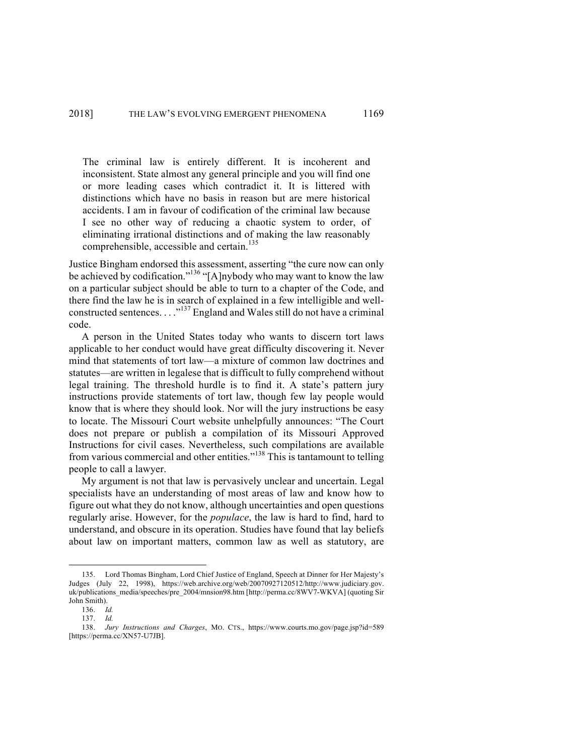> The criminal law is entirely different. It is incoherent and inconsistent. State almost any general principle and you will find one or more leading cases which contradict it. It is littered with distinctions which have no basis in reason but are mere historical accidents. I am in favour of codification of the criminal law because I see no other way of reducing a chaotic system to order, of eliminating irrational distinctions and of making the law reasonably comprehensible, accessible and certain.[135]

Justice Bingham endorsed this assessment, asserting "the cure now can only be achieved by codification."[136] "[A]nybody who may want to know the law on a particular subject should be able to turn to a chapter of the Code, and there find the law he is in search of explained in a few intelligible and well-constructed sentences. . . ."[137] England and Wales still do not have a criminal code.

A person in the United States today who wants to discern tort laws applicable to her conduct would have great difficulty discovering it. Never mind that statements of tort law—a mixture of common law doctrines and statutes—are written in legalese that is difficult to fully comprehend without legal training. The threshold hurdle is to find it. A state's pattern jury instructions provide statements of tort law, though few lay people would know that is where they should look. Nor will the jury instructions be easy to locate. The Missouri Court website unhelpfully announces: "The Court does not prepare or publish a compilation of its Missouri Approved Instructions for civil cases. Nevertheless, such compilations are available from various commercial and other entities."[138] This is tantamount to telling people to call a lawyer.

My argument is not that law is pervasively unclear and uncertain. Legal specialists have an understanding of most areas of law and know how to figure out what they do not know, although uncertainties and open questions regularly arise. However, for the *populace*, the law is hard to find, hard to understand, and obscure in its operation. Studies have found that lay beliefs about law on important matters, common law as well as statutory, are

---

135. Lord Thomas Bingham, Lord Chief Justice of England, Speech at Dinner for Her Majesty's Judges (July 22, 1998), https://web.archive.org/web/20070927120512/http://www.judiciary.gov.uk/publications_media/speeches/pre_2004/mnsion98.htm [http://perma.cc/8WV7-WKVA] (quoting Sir John Smith).

136. *Id.*

137. *Id.*

138. *Jury Instructions and Charges*, MO. CTS., https://www.courts.mo.gov/page.jsp?id=589 [https://perma.cc/XN57-U7JB].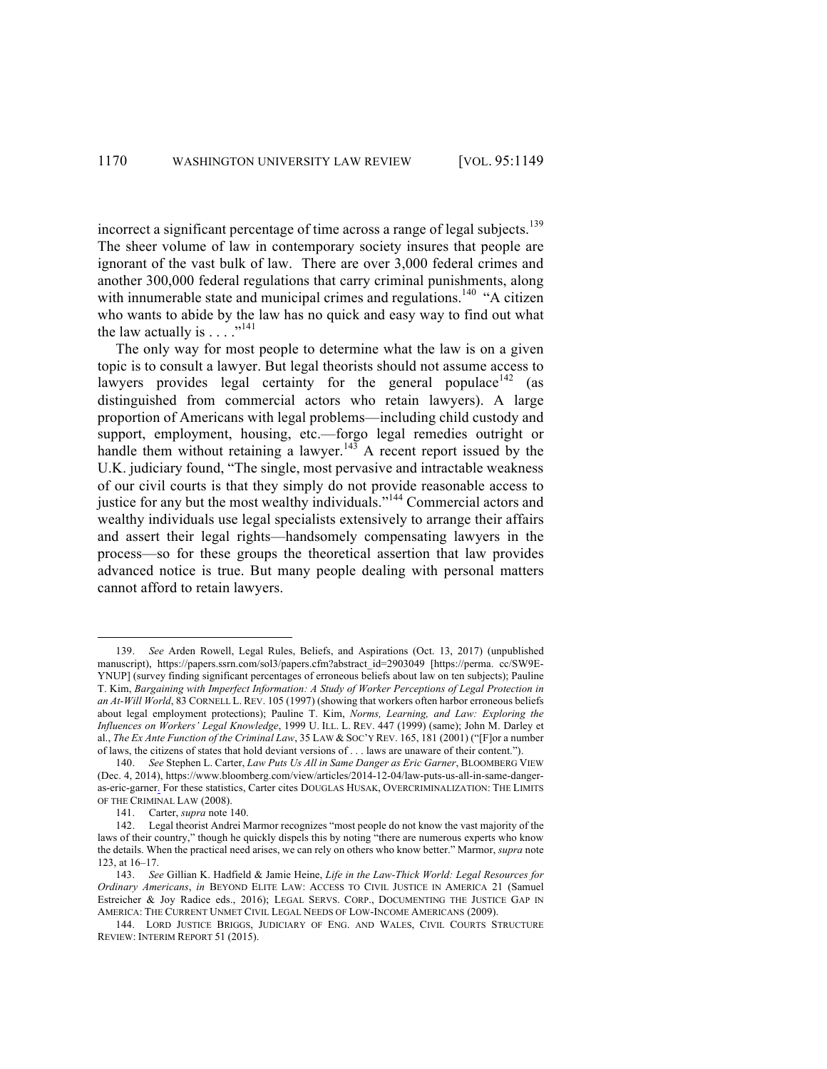incorrect a significant percentage of time across a range of legal subjects.[139] The sheer volume of law in contemporary society insures that people are ignorant of the vast bulk of law. There are over 3,000 federal crimes and another 300,000 federal regulations that carry criminal punishments, along with innumerable state and municipal crimes and regulations.[140] "A citizen who wants to abide by the law has no quick and easy way to find out what the law actually is . . . ."[141]

The only way for most people to determine what the law is on a given topic is to consult a lawyer. But legal theorists should not assume access to lawyers provides legal certainty for the general populace[142] (as distinguished from commercial actors who retain lawyers). A large proportion of Americans with legal problems—including child custody and support, employment, housing, etc.—forgo legal remedies outright or handle them without retaining a lawyer.[143] A recent report issued by the U.K. judiciary found, "The single, most pervasive and intractable weakness of our civil courts is that they simply do not provide reasonable access to justice for any but the most wealthy individuals."[144] Commercial actors and wealthy individuals use legal specialists extensively to arrange their affairs and assert their legal rights—handsomely compensating lawyers in the process—so for these groups the theoretical assertion that law provides advanced notice is true. But many people dealing with personal matters cannot afford to retain lawyers.

---

139. *See* Arden Rowell, Legal Rules, Beliefs, and Aspirations (Oct. 13, 2017) (unpublished manuscript), https://papers.ssrn.com/sol3/papers.cfm?abstract_id=2903049 [https://perma. cc/SW9E-YNUP] (survey finding significant percentages of erroneous beliefs about law on ten subjects); Pauline T. Kim, *Bargaining with Imperfect Information: A Study of Worker Perceptions of Legal Protection in an At-Will World*, 83 CORNELL L. REV. 105 (1997) (showing that workers often harbor erroneous beliefs about legal employment protections); Pauline T. Kim, *Norms, Learning, and Law: Exploring the Influences on Workers' Legal Knowledge*, 1999 U. ILL. L. REV. 447 (1999) (same); John M. Darley et al., *The Ex Ante Function of the Criminal Law*, 35 LAW & SOC'Y REV. 165, 181 (2001) ("[F]or a number of laws, the citizens of states that hold deviant versions of . . . laws are unaware of their content.").

140. *See* Stephen L. Carter, *Law Puts Us All in Same Danger as Eric Garner*, BLOOMBERG VIEW (Dec. 4, 2014), https://www.bloomberg.com/view/articles/2014-12-04/law-puts-us-all-in-same-danger-as-eric-garner. For these statistics, Carter cites DOUGLAS HUSAK, OVERCRIMINALIZATION: THE LIMITS OF THE CRIMINAL LAW (2008).

141. Carter, *supra* note 140.

142. Legal theorist Andrei Marmor recognizes "most people do not know the vast majority of the laws of their country," though he quickly dispels this by noting "there are numerous experts who know the details. When the practical need arises, we can rely on others who know better." Marmor, *supra* note 123, at 16–17.

143. *See* Gillian K. Hadfield & Jamie Heine, *Life in the Law-Thick World: Legal Resources for Ordinary Americans*, *in* BEYOND ELITE LAW: ACCESS TO CIVIL JUSTICE IN AMERICA 21 (Samuel Estreicher & Joy Radice eds., 2016); LEGAL SERVS. CORP., DOCUMENTING THE JUSTICE GAP IN AMERICA: THE CURRENT UNMET CIVIL LEGAL NEEDS OF LOW-INCOME AMERICANS (2009).

144. LORD JUSTICE BRIGGS, JUDICIARY OF ENG. AND WALES, CIVIL COURTS STRUCTURE REVIEW: INTERIM REPORT 51 (2015).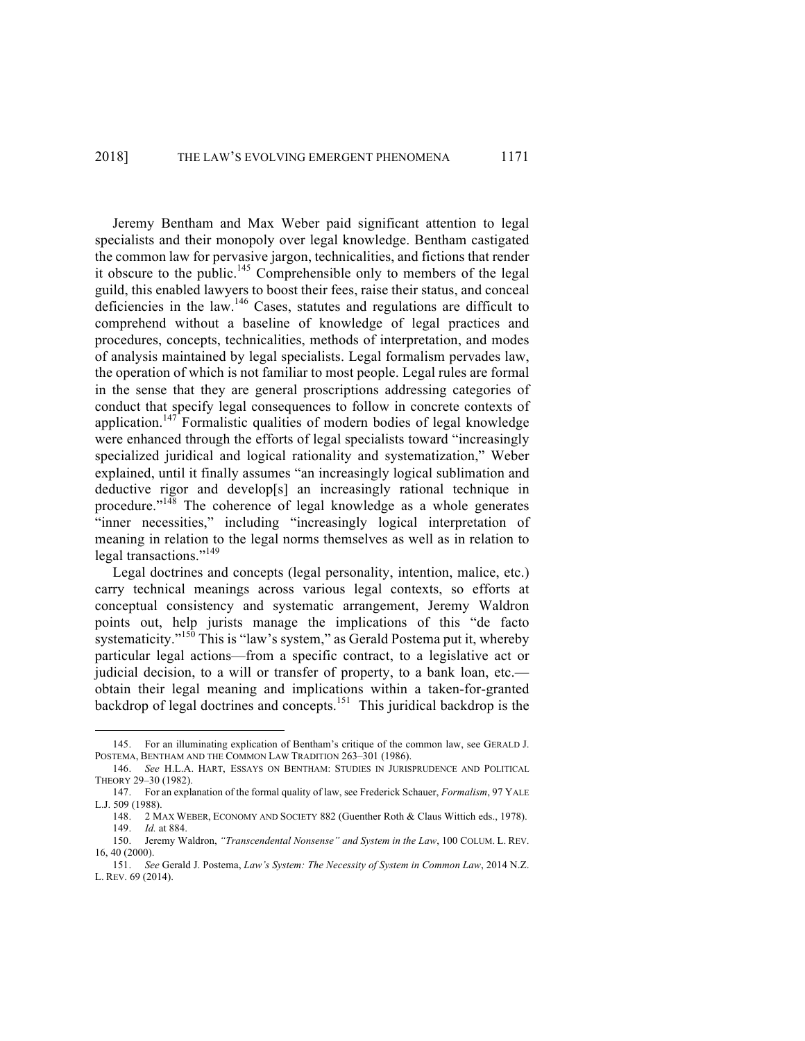Jeremy Bentham and Max Weber paid significant attention to legal specialists and their monopoly over legal knowledge. Bentham castigated the common law for pervasive jargon, technicalities, and fictions that render it obscure to the public.[145] Comprehensible only to members of the legal guild, this enabled lawyers to boost their fees, raise their status, and conceal deficiencies in the law.[146] Cases, statutes and regulations are difficult to comprehend without a baseline of knowledge of legal practices and procedures, concepts, technicalities, methods of interpretation, and modes of analysis maintained by legal specialists. Legal formalism pervades law, the operation of which is not familiar to most people. Legal rules are formal in the sense that they are general proscriptions addressing categories of conduct that specify legal consequences to follow in concrete contexts of application.[147] Formalistic qualities of modern bodies of legal knowledge were enhanced through the efforts of legal specialists toward "increasingly specialized juridical and logical rationality and systematization," Weber explained, until it finally assumes "an increasingly logical sublimation and deductive rigor and develop[s] an increasingly rational technique in procedure."[148] The coherence of legal knowledge as a whole generates "inner necessities," including "increasingly logical interpretation of meaning in relation to the legal norms themselves as well as in relation to legal transactions."[149]

Legal doctrines and concepts (legal personality, intention, malice, etc.) carry technical meanings across various legal contexts, so efforts at conceptual consistency and systematic arrangement, Jeremy Waldron points out, help jurists manage the implications of this "de facto systematicity."[150] This is "law's system," as Gerald Postema put it, whereby particular legal actions—from a specific contract, to a legislative act or judicial decision, to a will or transfer of property, to a bank loan, etc.—obtain their legal meaning and implications within a taken-for-granted backdrop of legal doctrines and concepts.[151] This juridical backdrop is the

---

145. For an illuminating explication of Bentham's critique of the common law, see GERALD J. POSTEMA, BENTHAM AND THE COMMON LAW TRADITION 263–301 (1986).

146. *See* H.L.A. HART, ESSAYS ON BENTHAM: STUDIES IN JURISPRUDENCE AND POLITICAL THEORY 29–30 (1982).

147. For an explanation of the formal quality of law, see Frederick Schauer, *Formalism*, 97 YALE L.J. 509 (1988).

148. 2 MAX WEBER, ECONOMY AND SOCIETY 882 (Guenther Roth & Claus Wittich eds., 1978).

149. *Id.* at 884.

150. Jeremy Waldron, *"Transcendental Nonsense" and System in the Law*, 100 COLUM. L. REV. 16, 40 (2000).

151. *See* Gerald J. Postema, *Law's System: The Necessity of System in Common Law*, 2014 N.Z. L. REV. 69 (2014).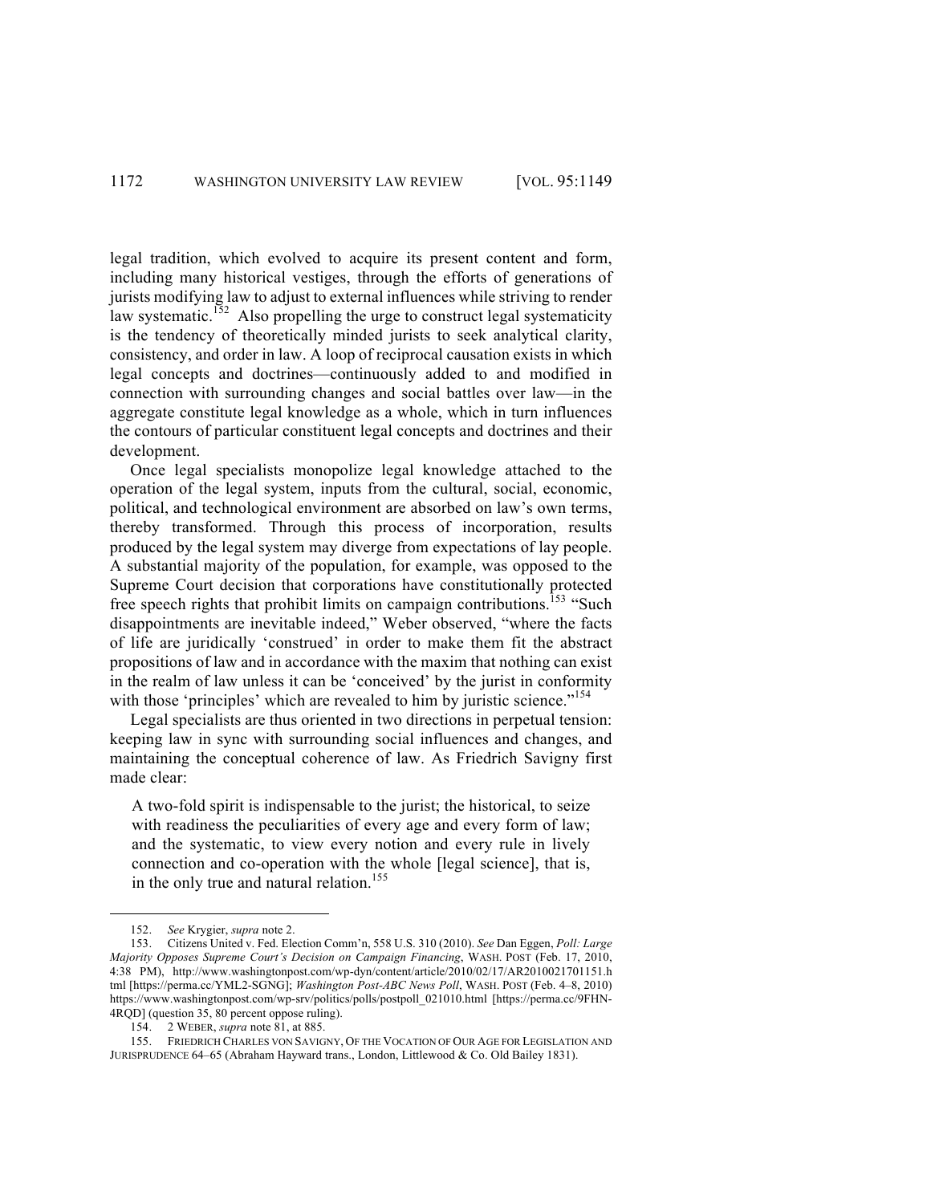legal tradition, which evolved to acquire its present content and form, including many historical vestiges, through the efforts of generations of jurists modifying law to adjust to external influences while striving to render law systematic.[152] Also propelling the urge to construct legal systematicity is the tendency of theoretically minded jurists to seek analytical clarity, consistency, and order in law. A loop of reciprocal causation exists in which legal concepts and doctrines—continuously added to and modified in connection with surrounding changes and social battles over law—in the aggregate constitute legal knowledge as a whole, which in turn influences the contours of particular constituent legal concepts and doctrines and their development.

Once legal specialists monopolize legal knowledge attached to the operation of the legal system, inputs from the cultural, social, economic, political, and technological environment are absorbed on law's own terms, thereby transformed. Through this process of incorporation, results produced by the legal system may diverge from expectations of lay people. A substantial majority of the population, for example, was opposed to the Supreme Court decision that corporations have constitutionally protected free speech rights that prohibit limits on campaign contributions.[153] "Such disappointments are inevitable indeed," Weber observed, "where the facts of life are juridically 'construed' in order to make them fit the abstract propositions of law and in accordance with the maxim that nothing can exist in the realm of law unless it can be 'conceived' by the jurist in conformity with those 'principles' which are revealed to him by juristic science."[154]

Legal specialists are thus oriented in two directions in perpetual tension: keeping law in sync with surrounding social influences and changes, and maintaining the conceptual coherence of law. As Friedrich Savigny first made clear:

> A two-fold spirit is indispensable to the jurist; the historical, to seize with readiness the peculiarities of every age and every form of law; and the systematic, to view every notion and every rule in lively connection and co-operation with the whole [legal science], that is, in the only true and natural relation.[155]

---

152. *See* Krygier, *supra* note 2.

153. Citizens United v. Fed. Election Comm'n, 558 U.S. 310 (2010). *See* Dan Eggen, *Poll: Large Majority Opposes Supreme Court's Decision on Campaign Financing*, WASH. POST (Feb. 17, 2010, 4:38 PM), http://www.washingtonpost.com/wp-dyn/content/article/2010/02/17/AR2010021701151.html [https://perma.cc/YML2-SGNG]; *Washington Post-ABC News Poll*, WASH. POST (Feb. 4–8, 2010) https://www.washingtonpost.com/wp-srv/politics/polls/postpoll_021010.html [https://perma.cc/9FHN-4RQD] (question 35, 80 percent oppose ruling).

154. 2 WEBER, *supra* note 81, at 885.

155. FRIEDRICH CHARLES VON SAVIGNY, OF THE VOCATION OF OUR AGE FOR LEGISLATION AND JURISPRUDENCE 64–65 (Abraham Hayward trans., London, Littlewood & Co. Old Bailey 1831).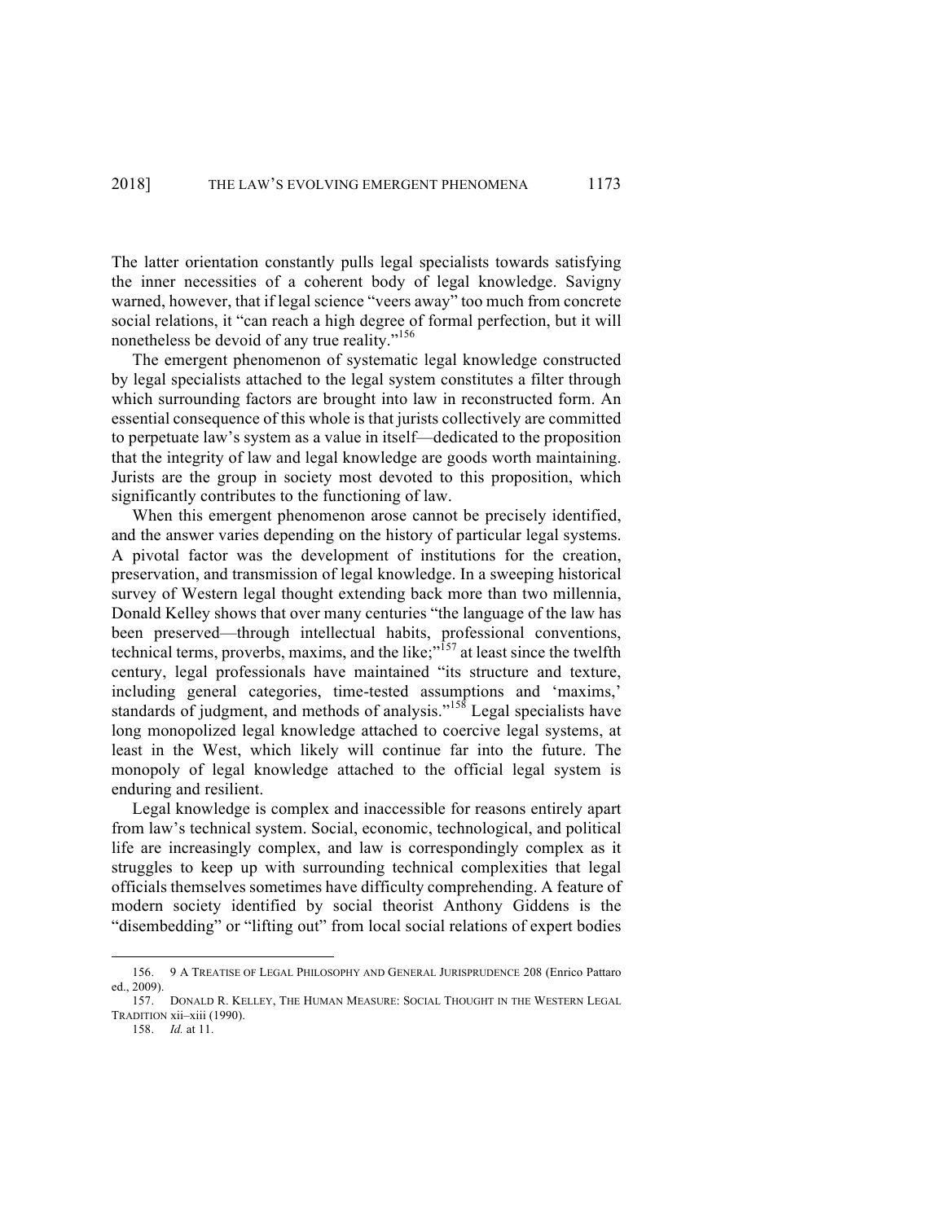The latter orientation constantly pulls legal specialists towards satisfying the inner necessities of a coherent body of legal knowledge. Savigny warned, however, that if legal science "veers away" too much from concrete social relations, it "can reach a high degree of formal perfection, but it will nonetheless be devoid of any true reality."[156]

The emergent phenomenon of systematic legal knowledge constructed by legal specialists attached to the legal system constitutes a filter through which surrounding factors are brought into law in reconstructed form. An essential consequence of this whole is that jurists collectively are committed to perpetuate law's system as a value in itself—dedicated to the proposition that the integrity of law and legal knowledge are goods worth maintaining. Jurists are the group in society most devoted to this proposition, which significantly contributes to the functioning of law.

When this emergent phenomenon arose cannot be precisely identified, and the answer varies depending on the history of particular legal systems. A pivotal factor was the development of institutions for the creation, preservation, and transmission of legal knowledge. In a sweeping historical survey of Western legal thought extending back more than two millennia, Donald Kelley shows that over many centuries "the language of the law has been preserved—through intellectual habits, professional conventions, technical terms, proverbs, maxims, and the like;"[157] at least since the twelfth century, legal professionals have maintained "its structure and texture, including general categories, time-tested assumptions and 'maxims,' standards of judgment, and methods of analysis."[158] Legal specialists have long monopolized legal knowledge attached to coercive legal systems, at least in the West, which likely will continue far into the future. The monopoly of legal knowledge attached to the official legal system is enduring and resilient.

Legal knowledge is complex and inaccessible for reasons entirely apart from law's technical system. Social, economic, technological, and political life are increasingly complex, and law is correspondingly complex as it struggles to keep up with surrounding technical complexities that legal officials themselves sometimes have difficulty comprehending. A feature of modern society identified by social theorist Anthony Giddens is the "disembedding" or "lifting out" from local social relations of expert bodies

---

156. 9 A TREATISE OF LEGAL PHILOSOPHY AND GENERAL JURISPRUDENCE 208 (Enrico Pattaro ed., 2009).

157. DONALD R. KELLEY, THE HUMAN MEASURE: SOCIAL THOUGHT IN THE WESTERN LEGAL TRADITION xii–xiii (1990).

158. *Id.* at 11.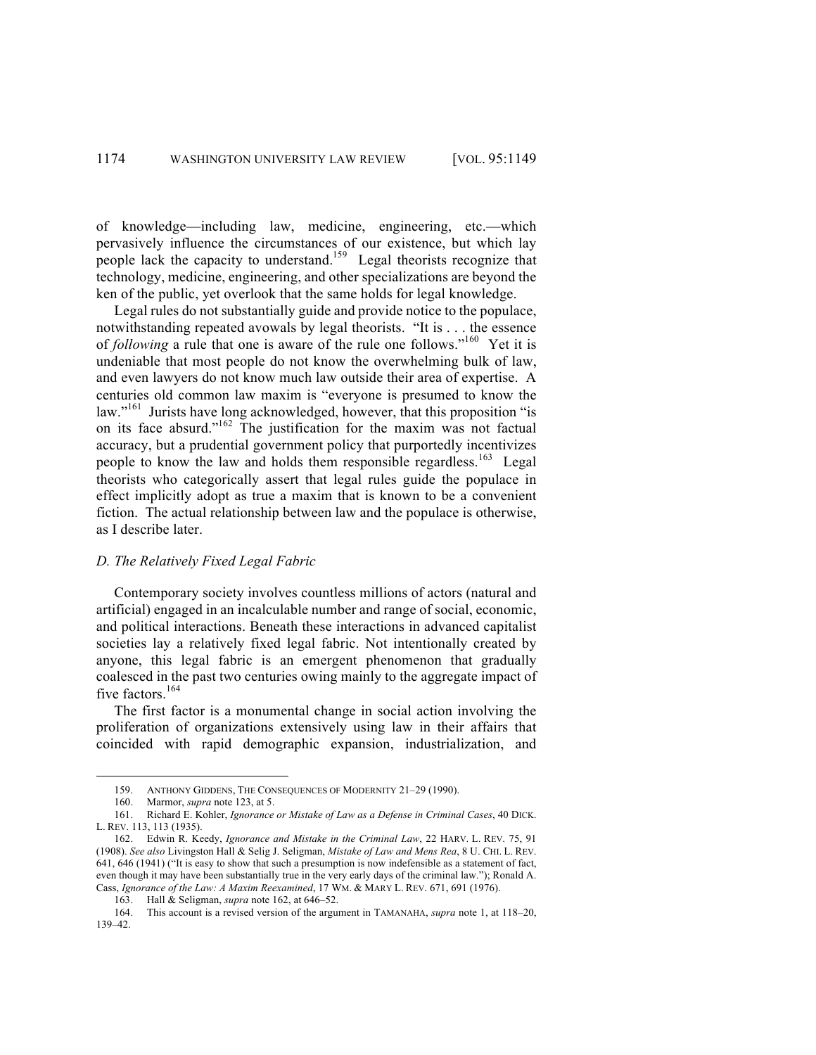of knowledge—including law, medicine, engineering, etc.—which pervasively influence the circumstances of our existence, but which lay people lack the capacity to understand.[159] Legal theorists recognize that technology, medicine, engineering, and other specializations are beyond the ken of the public, yet overlook that the same holds for legal knowledge.

Legal rules do not substantially guide and provide notice to the populace, notwithstanding repeated avowals by legal theorists. "It is . . . the essence of *following* a rule that one is aware of the rule one follows."[160] Yet it is undeniable that most people do not know the overwhelming bulk of law, and even lawyers do not know much law outside their area of expertise. A centuries old common law maxim is "everyone is presumed to know the law."[161] Jurists have long acknowledged, however, that this proposition "is on its face absurd."[162] The justification for the maxim was not factual accuracy, but a prudential government policy that purportedly incentivizes people to know the law and holds them responsible regardless.[163] Legal theorists who categorically assert that legal rules guide the populace in effect implicitly adopt as true a maxim that is known to be a convenient fiction. The actual relationship between law and the populace is otherwise, as I describe later.

### *D. The Relatively Fixed Legal Fabric*

Contemporary society involves countless millions of actors (natural and artificial) engaged in an incalculable number and range of social, economic, and political interactions. Beneath these interactions in advanced capitalist societies lay a relatively fixed legal fabric. Not intentionally created by anyone, this legal fabric is an emergent phenomenon that gradually coalesced in the past two centuries owing mainly to the aggregate impact of five factors.[164]

The first factor is a monumental change in social action involving the proliferation of organizations extensively using law in their affairs that coincided with rapid demographic expansion, industrialization, and

---

159. ANTHONY GIDDENS, THE CONSEQUENCES OF MODERNITY 21–29 (1990).

160. Marmor, *supra* note 123, at 5.

161. Richard E. Kohler, *Ignorance or Mistake of Law as a Defense in Criminal Cases*, 40 DICK. L. REV. 113, 113 (1935).

162. Edwin R. Keedy, *Ignorance and Mistake in the Criminal Law*, 22 HARV. L. REV. 75, 91 (1908). *See also* Livingston Hall & Selig J. Seligman, *Mistake of Law and Mens Rea*, 8 U. CHI. L. REV. 641, 646 (1941) ("It is easy to show that such a presumption is now indefensible as a statement of fact, even though it may have been substantially true in the very early days of the criminal law."); Ronald A. Cass, *Ignorance of the Law: A Maxim Reexamined*, 17 WM. & MARY L. REV. 671, 691 (1976).

163. Hall & Seligman, *supra* note 162, at 646–52.

164. This account is a revised version of the argument in TAMANAHA, *supra* note 1, at 118–20, 139–42.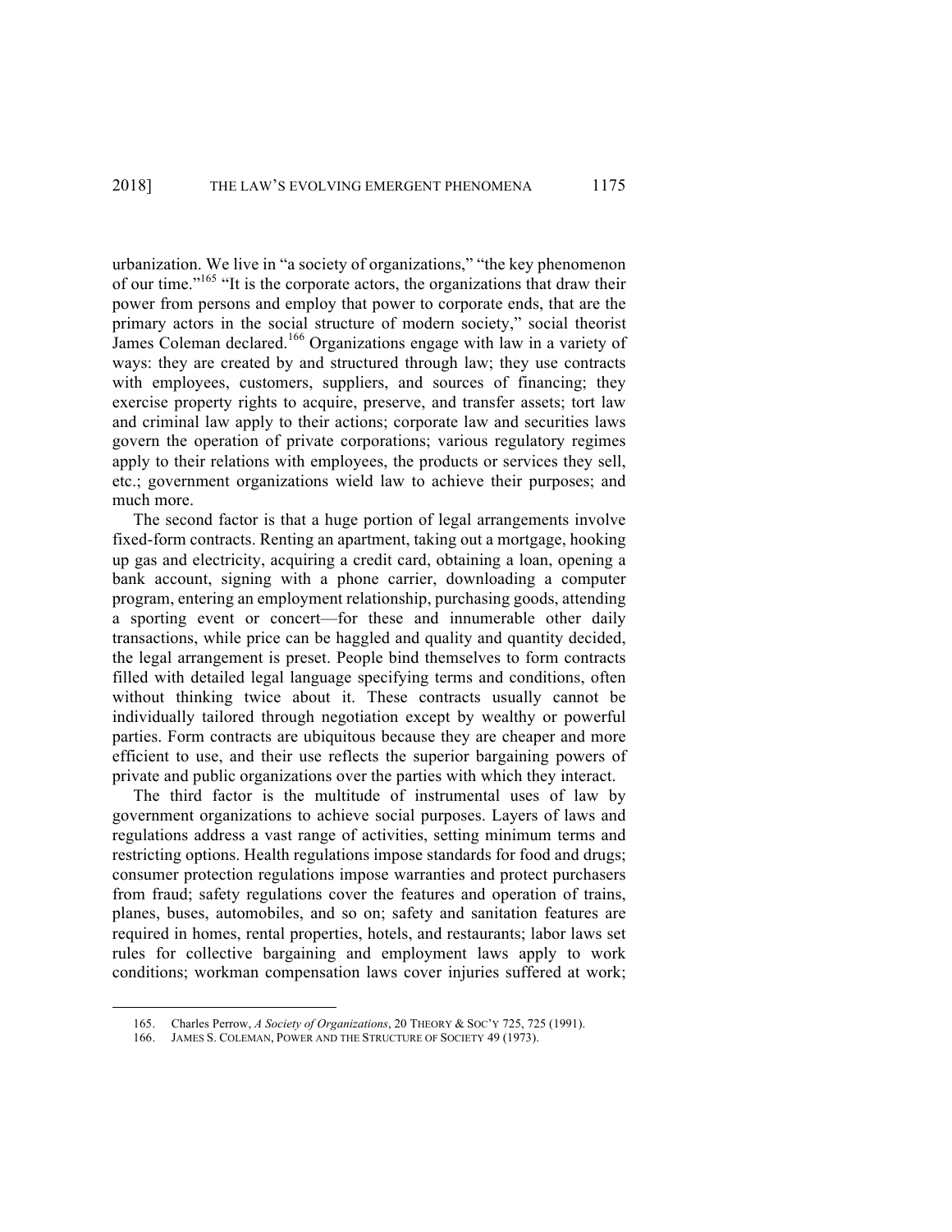urbanization. We live in "a society of organizations," "the key phenomenon of our time."[165] "It is the corporate actors, the organizations that draw their power from persons and employ that power to corporate ends, that are the primary actors in the social structure of modern society," social theorist James Coleman declared.[166] Organizations engage with law in a variety of ways: they are created by and structured through law; they use contracts with employees, customers, suppliers, and sources of financing; they exercise property rights to acquire, preserve, and transfer assets; tort law and criminal law apply to their actions; corporate law and securities laws govern the operation of private corporations; various regulatory regimes apply to their relations with employees, the products or services they sell, etc.; government organizations wield law to achieve their purposes; and much more.

The second factor is that a huge portion of legal arrangements involve fixed-form contracts. Renting an apartment, taking out a mortgage, hooking up gas and electricity, acquiring a credit card, obtaining a loan, opening a bank account, signing with a phone carrier, downloading a computer program, entering an employment relationship, purchasing goods, attending a sporting event or concert—for these and innumerable other daily transactions, while price can be haggled and quality and quantity decided, the legal arrangement is preset. People bind themselves to form contracts filled with detailed legal language specifying terms and conditions, often without thinking twice about it. These contracts usually cannot be individually tailored through negotiation except by wealthy or powerful parties. Form contracts are ubiquitous because they are cheaper and more efficient to use, and their use reflects the superior bargaining powers of private and public organizations over the parties with which they interact.

The third factor is the multitude of instrumental uses of law by government organizations to achieve social purposes. Layers of laws and regulations address a vast range of activities, setting minimum terms and restricting options. Health regulations impose standards for food and drugs; consumer protection regulations impose warranties and protect purchasers from fraud; safety regulations cover the features and operation of trains, planes, buses, automobiles, and so on; safety and sanitation features are required in homes, rental properties, hotels, and restaurants; labor laws set rules for collective bargaining and employment laws apply to work conditions; workman compensation laws cover injuries suffered at work;

---

165. Charles Perrow, *A Society of Organizations*, 20 THEORY & SOC'Y 725, 725 (1991).

166. JAMES S. COLEMAN, POWER AND THE STRUCTURE OF SOCIETY 49 (1973).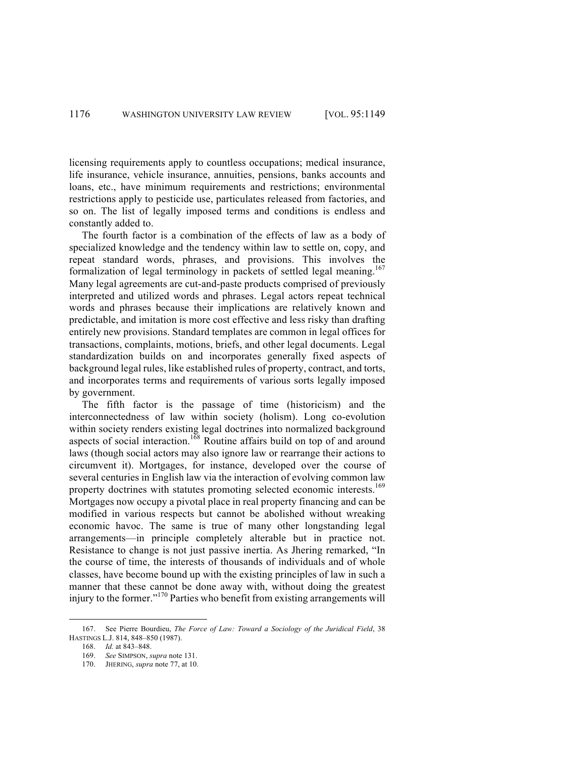licensing requirements apply to countless occupations; medical insurance, life insurance, vehicle insurance, annuities, pensions, banks accounts and loans, etc., have minimum requirements and restrictions; environmental restrictions apply to pesticide use, particulates released from factories, and so on. The list of legally imposed terms and conditions is endless and constantly added to.

The fourth factor is a combination of the effects of law as a body of specialized knowledge and the tendency within law to settle on, copy, and repeat standard words, phrases, and provisions. This involves the formalization of legal terminology in packets of settled legal meaning.[167] Many legal agreements are cut-and-paste products comprised of previously interpreted and utilized words and phrases. Legal actors repeat technical words and phrases because their implications are relatively known and predictable, and imitation is more cost effective and less risky than drafting entirely new provisions. Standard templates are common in legal offices for transactions, complaints, motions, briefs, and other legal documents. Legal standardization builds on and incorporates generally fixed aspects of background legal rules, like established rules of property, contract, and torts, and incorporates terms and requirements of various sorts legally imposed by government.

The fifth factor is the passage of time (historicism) and the interconnectedness of law within society (holism). Long co-evolution within society renders existing legal doctrines into normalized background aspects of social interaction.[168] Routine affairs build on top of and around laws (though social actors may also ignore law or rearrange their actions to circumvent it). Mortgages, for instance, developed over the course of several centuries in English law via the interaction of evolving common law property doctrines with statutes promoting selected economic interests.[169] Mortgages now occupy a pivotal place in real property financing and can be modified in various respects but cannot be abolished without wreaking economic havoc. The same is true of many other longstanding legal arrangements—in principle completely alterable but in practice not. Resistance to change is not just passive inertia. As Jhering remarked, "In the course of time, the interests of thousands of individuals and of whole classes, have become bound up with the existing principles of law in such a manner that these cannot be done away with, without doing the greatest injury to the former."[170] Parties who benefit from existing arrangements will

---

167. See Pierre Bourdieu, *The Force of Law: Toward a Sociology of the Juridical Field*, 38 HASTINGS L.J. 814, 848–850 (1987).

168. *Id.* at 843–848.

169. *See* SIMPSON, *supra* note 131.

170. JHERING, *supra* note 77, at 10.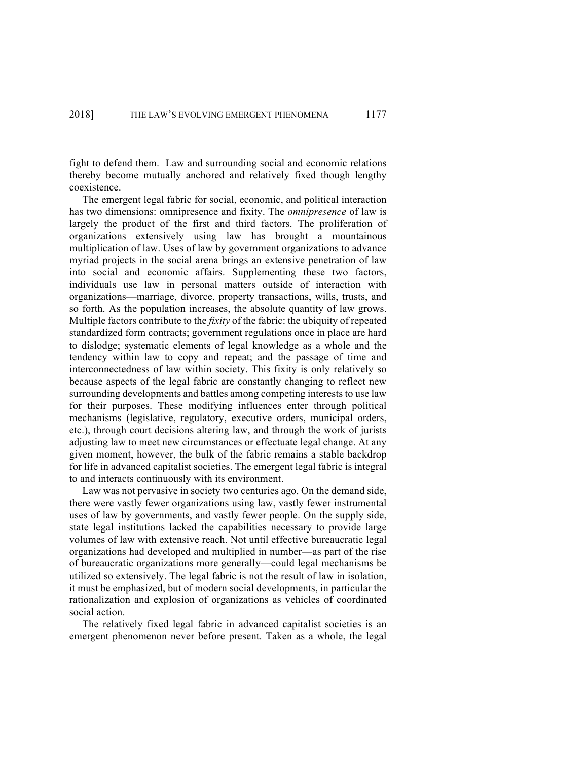fight to defend them. Law and surrounding social and economic relations thereby become mutually anchored and relatively fixed though lengthy coexistence.

The emergent legal fabric for social, economic, and political interaction has two dimensions: omnipresence and fixity. The *omnipresence* of law is largely the product of the first and third factors. The proliferation of organizations extensively using law has brought a mountainous multiplication of law. Uses of law by government organizations to advance myriad projects in the social arena brings an extensive penetration of law into social and economic affairs. Supplementing these two factors, individuals use law in personal matters outside of interaction with organizations—marriage, divorce, property transactions, wills, trusts, and so forth. As the population increases, the absolute quantity of law grows. Multiple factors contribute to the *fixity* of the fabric: the ubiquity of repeated standardized form contracts; government regulations once in place are hard to dislodge; systematic elements of legal knowledge as a whole and the tendency within law to copy and repeat; and the passage of time and interconnectedness of law within society. This fixity is only relatively so because aspects of the legal fabric are constantly changing to reflect new surrounding developments and battles among competing interests to use law for their purposes. These modifying influences enter through political mechanisms (legislative, regulatory, executive orders, municipal orders, etc.), through court decisions altering law, and through the work of jurists adjusting law to meet new circumstances or effectuate legal change. At any given moment, however, the bulk of the fabric remains a stable backdrop for life in advanced capitalist societies. The emergent legal fabric is integral to and interacts continuously with its environment.

Law was not pervasive in society two centuries ago. On the demand side, there were vastly fewer organizations using law, vastly fewer instrumental uses of law by governments, and vastly fewer people. On the supply side, state legal institutions lacked the capabilities necessary to provide large volumes of law with extensive reach. Not until effective bureaucratic legal organizations had developed and multiplied in number—as part of the rise of bureaucratic organizations more generally—could legal mechanisms be utilized so extensively. The legal fabric is not the result of law in isolation, it must be emphasized, but of modern social developments, in particular the rationalization and explosion of organizations as vehicles of coordinated social action.

The relatively fixed legal fabric in advanced capitalist societies is an emergent phenomenon never before present. Taken as a whole, the legal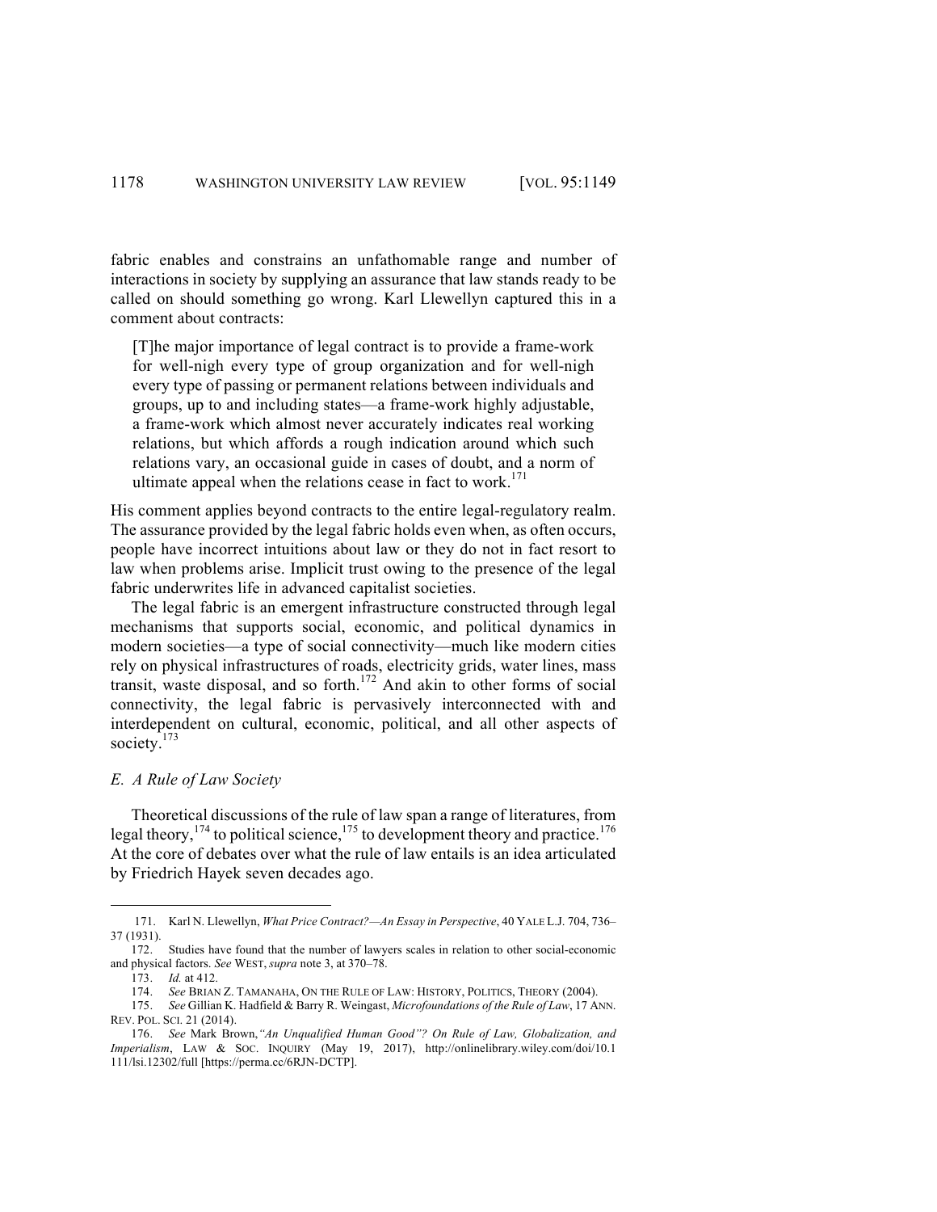fabric enables and constrains an unfathomable range and number of interactions in society by supplying an assurance that law stands ready to be called on should something go wrong. Karl Llewellyn captured this in a comment about contracts:

> [T]he major importance of legal contract is to provide a frame-work for well-nigh every type of group organization and for well-nigh every type of passing or permanent relations between individuals and groups, up to and including states—a frame-work highly adjustable, a frame-work which almost never accurately indicates real working relations, but which affords a rough indication around which such relations vary, an occasional guide in cases of doubt, and a norm of ultimate appeal when the relations cease in fact to work.[171]

His comment applies beyond contracts to the entire legal-regulatory realm. The assurance provided by the legal fabric holds even when, as often occurs, people have incorrect intuitions about law or they do not in fact resort to law when problems arise. Implicit trust owing to the presence of the legal fabric underwrites life in advanced capitalist societies.

The legal fabric is an emergent infrastructure constructed through legal mechanisms that supports social, economic, and political dynamics in modern societies—a type of social connectivity—much like modern cities rely on physical infrastructures of roads, electricity grids, water lines, mass transit, waste disposal, and so forth.[172] And akin to other forms of social connectivity, the legal fabric is pervasively interconnected with and interdependent on cultural, economic, political, and all other aspects of society.[173]

### *E. A Rule of Law Society*

Theoretical discussions of the rule of law span a range of literatures, from legal theory,[174] to political science,[175] to development theory and practice.[176] At the core of debates over what the rule of law entails is an idea articulated by Friedrich Hayek seven decades ago.

---

171. Karl N. Llewellyn, *What Price Contract?—An Essay in Perspective*, 40 YALE L.J. 704, 736–37 (1931).

172. Studies have found that the number of lawyers scales in relation to other social-economic and physical factors. *See* WEST, *supra* note 3, at 370–78.

173. *Id.* at 412.

174. *See* BRIAN Z. TAMANAHA, ON THE RULE OF LAW: HISTORY, POLITICS, THEORY (2004).

175. *See* Gillian K. Hadfield & Barry R. Weingast, *Microfoundations of the Rule of Law*, 17 ANN. REV. POL. SCI. 21 (2014).

176. *See* Mark Brown, *"An Unqualified Human Good"? On Rule of Law, Globalization, and Imperialism*, LAW & SOC. INQUIRY (May 19, 2017), http://onlinelibrary.wiley.com/doi/10.1111/lsi.12302/full [https://perma.cc/6RJN-DCTP].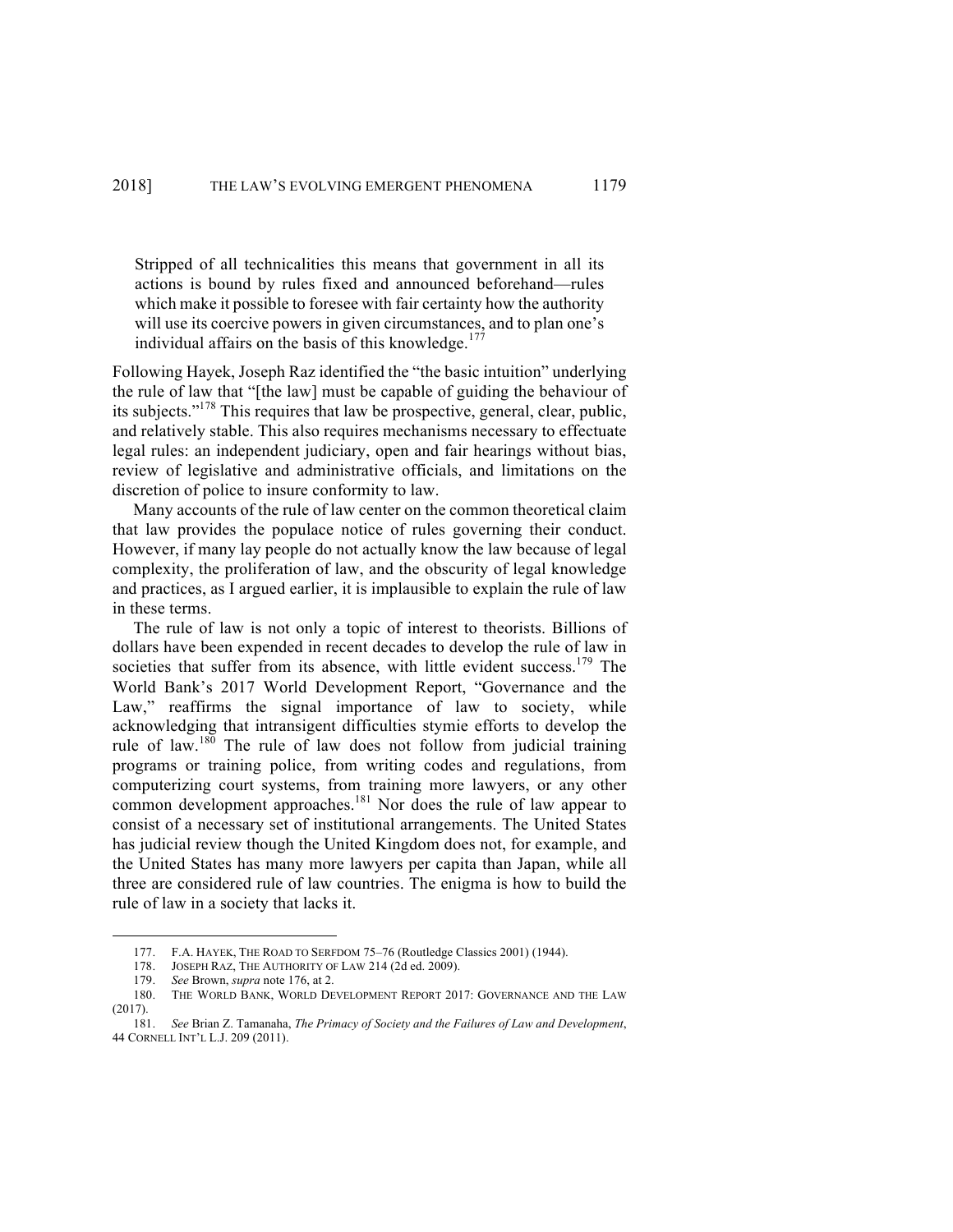> Stripped of all technicalities this means that government in all its actions is bound by rules fixed and announced beforehand—rules which make it possible to foresee with fair certainty how the authority will use its coercive powers in given circumstances, and to plan one's individual affairs on the basis of this knowledge.[177]

Following Hayek, Joseph Raz identified the "the basic intuition" underlying the rule of law that "[the law] must be capable of guiding the behaviour of its subjects."[178] This requires that law be prospective, general, clear, public, and relatively stable. This also requires mechanisms necessary to effectuate legal rules: an independent judiciary, open and fair hearings without bias, review of legislative and administrative officials, and limitations on the discretion of police to insure conformity to law.

Many accounts of the rule of law center on the common theoretical claim that law provides the populace notice of rules governing their conduct. However, if many lay people do not actually know the law because of legal complexity, the proliferation of law, and the obscurity of legal knowledge and practices, as I argued earlier, it is implausible to explain the rule of law in these terms.

The rule of law is not only a topic of interest to theorists. Billions of dollars have been expended in recent decades to develop the rule of law in societies that suffer from its absence, with little evident success.[179] The World Bank's 2017 World Development Report, "Governance and the Law," reaffirms the signal importance of law to society, while acknowledging that intransigent difficulties stymie efforts to develop the rule of law.[180] The rule of law does not follow from judicial training programs or training police, from writing codes and regulations, from computerizing court systems, from training more lawyers, or any other common development approaches.[181] Nor does the rule of law appear to consist of a necessary set of institutional arrangements. The United States has judicial review though the United Kingdom does not, for example, and the United States has many more lawyers per capita than Japan, while all three are considered rule of law countries. The enigma is how to build the rule of law in a society that lacks it.

---

177. F.A. HAYEK, THE ROAD TO SERFDOM 75–76 (Routledge Classics 2001) (1944).

178. JOSEPH RAZ, THE AUTHORITY OF LAW 214 (2d ed. 2009).

179. *See* Brown, *supra* note 176, at 2.

180. THE WORLD BANK, WORLD DEVELOPMENT REPORT 2017: GOVERNANCE AND THE LAW (2017).

181. *See* Brian Z. Tamanaha, *The Primacy of Society and the Failures of Law and Development*, 44 CORNELL INT'L L.J. 209 (2011).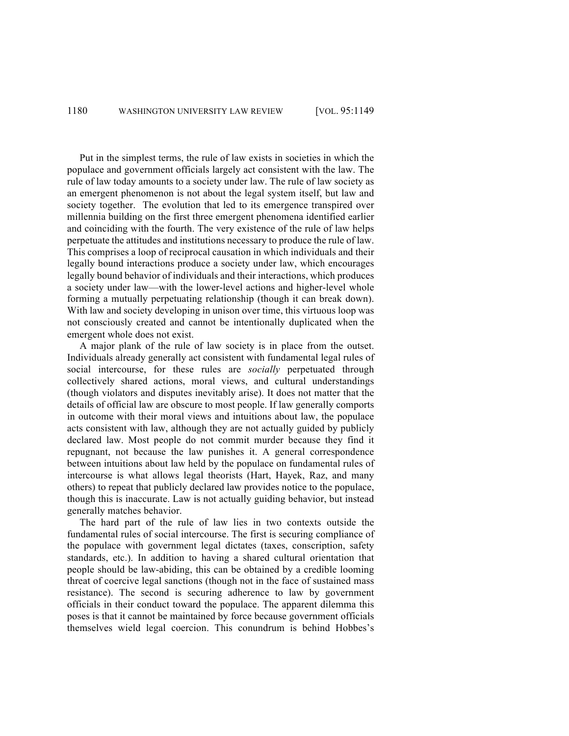Put in the simplest terms, the rule of law exists in societies in which the populace and government officials largely act consistent with the law. The rule of law today amounts to a society under law. The rule of law society as an emergent phenomenon is not about the legal system itself, but law and society together. The evolution that led to its emergence transpired over millennia building on the first three emergent phenomena identified earlier and coinciding with the fourth. The very existence of the rule of law helps perpetuate the attitudes and institutions necessary to produce the rule of law. This comprises a loop of reciprocal causation in which individuals and their legally bound interactions produce a society under law, which encourages legally bound behavior of individuals and their interactions, which produces a society under law—with the lower-level actions and higher-level whole forming a mutually perpetuating relationship (though it can break down). With law and society developing in unison over time, this virtuous loop was not consciously created and cannot be intentionally duplicated when the emergent whole does not exist.

A major plank of the rule of law society is in place from the outset. Individuals already generally act consistent with fundamental legal rules of social intercourse, for these rules are *socially* perpetuated through collectively shared actions, moral views, and cultural understandings (though violators and disputes inevitably arise). It does not matter that the details of official law are obscure to most people. If law generally comports in outcome with their moral views and intuitions about law, the populace acts consistent with law, although they are not actually guided by publicly declared law. Most people do not commit murder because they find it repugnant, not because the law punishes it. A general correspondence between intuitions about law held by the populace on fundamental rules of intercourse is what allows legal theorists (Hart, Hayek, Raz, and many others) to repeat that publicly declared law provides notice to the populace, though this is inaccurate. Law is not actually guiding behavior, but instead generally matches behavior.

The hard part of the rule of law lies in two contexts outside the fundamental rules of social intercourse. The first is securing compliance of the populace with government legal dictates (taxes, conscription, safety standards, etc.). In addition to having a shared cultural orientation that people should be law-abiding, this can be obtained by a credible looming threat of coercive legal sanctions (though not in the face of sustained mass resistance). The second is securing adherence to law by government officials in their conduct toward the populace. The apparent dilemma this poses is that it cannot be maintained by force because government officials themselves wield legal coercion. This conundrum is behind Hobbes's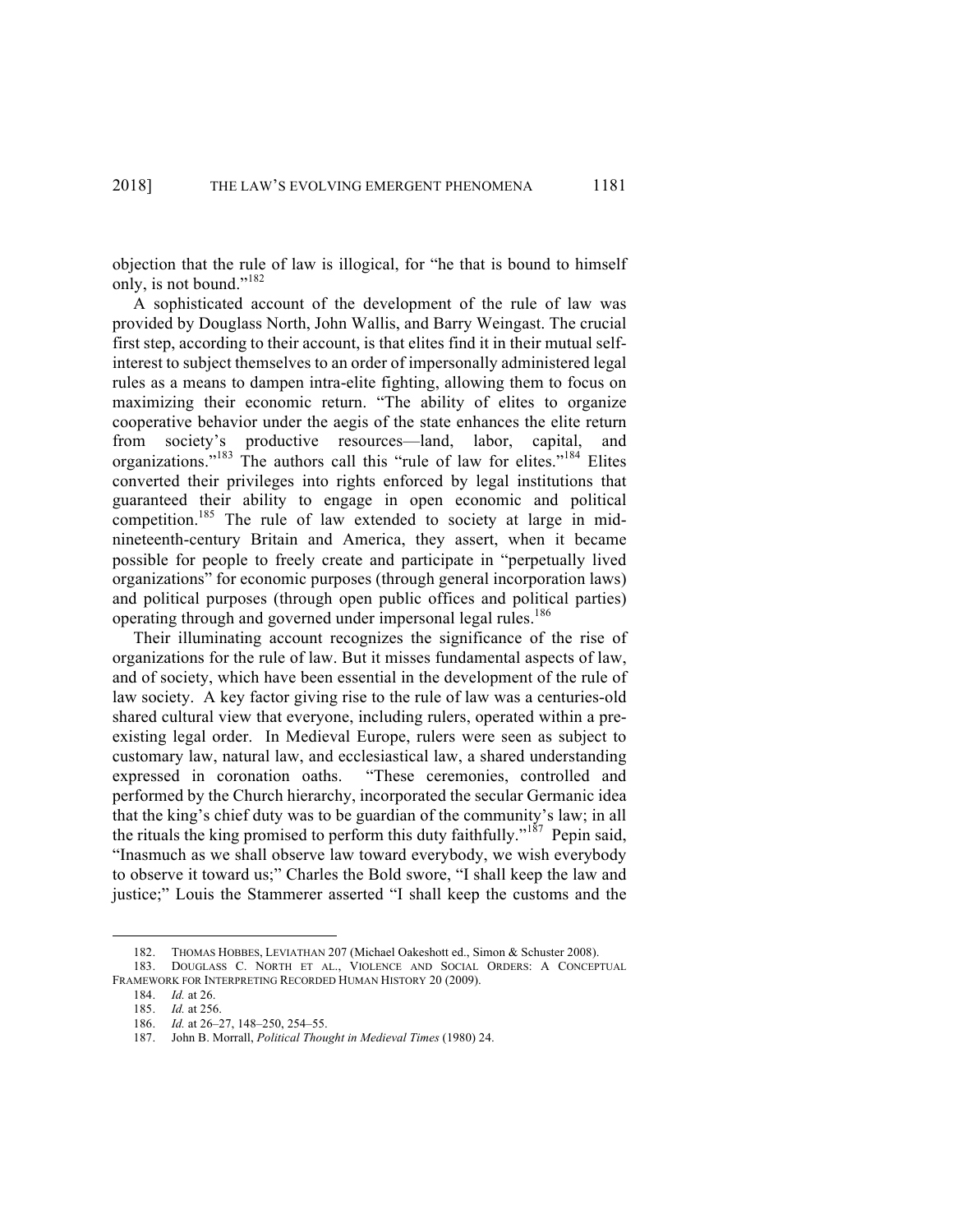objection that the rule of law is illogical, for "he that is bound to himself only, is not bound."[182]

A sophisticated account of the development of the rule of law was provided by Douglass North, John Wallis, and Barry Weingast. The crucial first step, according to their account, is that elites find it in their mutual self-interest to subject themselves to an order of impersonally administered legal rules as a means to dampen intra-elite fighting, allowing them to focus on maximizing their economic return. "The ability of elites to organize cooperative behavior under the aegis of the state enhances the elite return from society's productive resources—land, labor, capital, and organizations."[183] The authors call this "rule of law for elites."[184] Elites converted their privileges into rights enforced by legal institutions that guaranteed their ability to engage in open economic and political competition.[185] The rule of law extended to society at large in mid-nineteenth-century Britain and America, they assert, when it became possible for people to freely create and participate in "perpetually lived organizations" for economic purposes (through general incorporation laws) and political purposes (through open public offices and political parties) operating through and governed under impersonal legal rules.[186]

Their illuminating account recognizes the significance of the rise of organizations for the rule of law. But it misses fundamental aspects of law, and of society, which have been essential in the development of the rule of law society. A key factor giving rise to the rule of law was a centuries-old shared cultural view that everyone, including rulers, operated within a pre-existing legal order. In Medieval Europe, rulers were seen as subject to customary law, natural law, and ecclesiastical law, a shared understanding expressed in coronation oaths. "These ceremonies, controlled and performed by the Church hierarchy, incorporated the secular Germanic idea that the king's chief duty was to be guardian of the community's law; in all the rituals the king promised to perform this duty faithfully."[187] Pepin said, "Inasmuch as we shall observe law toward everybody, we wish everybody to observe it toward us;" Charles the Bold swore, "I shall keep the law and justice;" Louis the Stammerer asserted "I shall keep the customs and the

---

182. THOMAS HOBBES, LEVIATHAN 207 (Michael Oakeshott ed., Simon & Schuster 2008).

183. DOUGLASS C. NORTH ET AL., VIOLENCE AND SOCIAL ORDERS: A CONCEPTUAL FRAMEWORK FOR INTERPRETING RECORDED HUMAN HISTORY 20 (2009).

184. *Id.* at 26.

185. *Id.* at 256.

186. *Id.* at 26–27, 148–250, 254–55.

187. John B. Morrall, *Political Thought in Medieval Times* (1980) 24.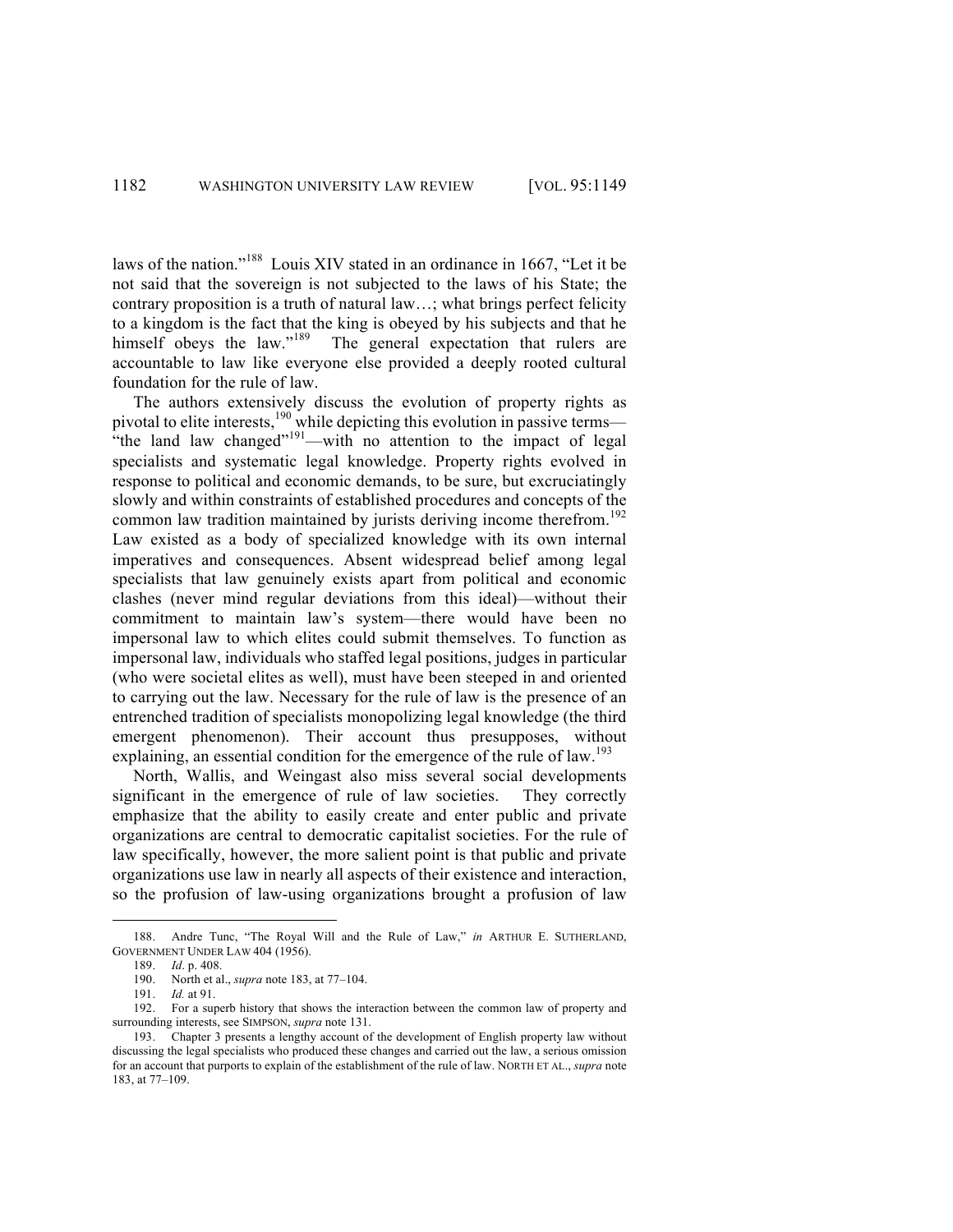laws of the nation."[188] Louis XIV stated in an ordinance in 1667, "Let it be not said that the sovereign is not subjected to the laws of his State; the contrary proposition is a truth of natural law…; what brings perfect felicity to a kingdom is the fact that the king is obeyed by his subjects and that he himself obeys the law."[189] The general expectation that rulers are accountable to law like everyone else provided a deeply rooted cultural foundation for the rule of law.

The authors extensively discuss the evolution of property rights as pivotal to elite interests,[190] while depicting this evolution in passive terms—"the land law changed"[191]—with no attention to the impact of legal specialists and systematic legal knowledge. Property rights evolved in response to political and economic demands, to be sure, but excruciatingly slowly and within constraints of established procedures and concepts of the common law tradition maintained by jurists deriving income therefrom.[192] Law existed as a body of specialized knowledge with its own internal imperatives and consequences. Absent widespread belief among legal specialists that law genuinely exists apart from political and economic clashes (never mind regular deviations from this ideal)—without their commitment to maintain law's system—there would have been no impersonal law to which elites could submit themselves. To function as impersonal law, individuals who staffed legal positions, judges in particular (who were societal elites as well), must have been steeped in and oriented to carrying out the law. Necessary for the rule of law is the presence of an entrenched tradition of specialists monopolizing legal knowledge (the third emergent phenomenon). Their account thus presupposes, without explaining, an essential condition for the emergence of the rule of law.[193]

North, Wallis, and Weingast also miss several social developments significant in the emergence of rule of law societies. They correctly emphasize that the ability to easily create and enter public and private organizations are central to democratic capitalist societies. For the rule of law specifically, however, the more salient point is that public and private organizations use law in nearly all aspects of their existence and interaction, so the profusion of law-using organizations brought a profusion of law

---

188. Andre Tunc, "The Royal Will and the Rule of Law," *in* ARTHUR E. SUTHERLAND, GOVERNMENT UNDER LAW 404 (1956).

189. *Id*. p. 408.

190. North et al., *supra* note 183, at 77–104.

191. *Id.* at 91.

192. For a superb history that shows the interaction between the common law of property and surrounding interests, see SIMPSON, *supra* note 131.

193. Chapter 3 presents a lengthy account of the development of English property law without discussing the legal specialists who produced these changes and carried out the law, a serious omission for an account that purports to explain of the establishment of the rule of law. NORTH ET AL., *supra* note 183, at 77–109.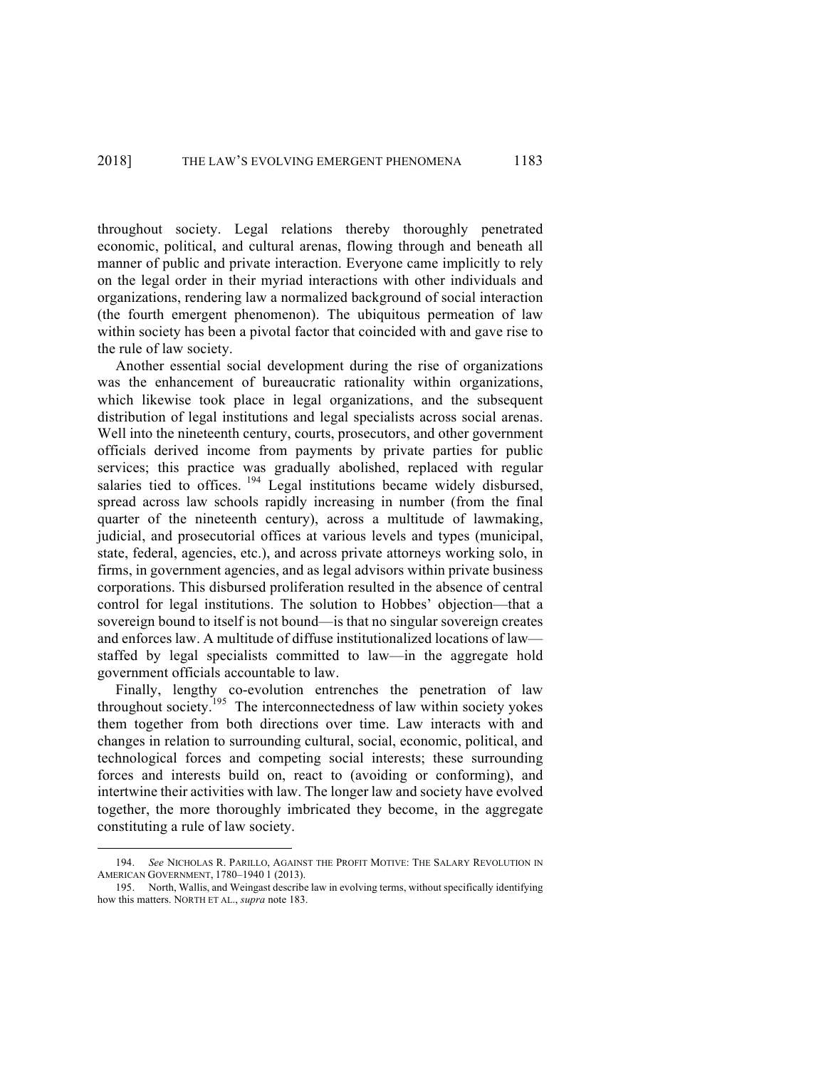throughout society. Legal relations thereby thoroughly penetrated economic, political, and cultural arenas, flowing through and beneath all manner of public and private interaction. Everyone came implicitly to rely on the legal order in their myriad interactions with other individuals and organizations, rendering law a normalized background of social interaction (the fourth emergent phenomenon). The ubiquitous permeation of law within society has been a pivotal factor that coincided with and gave rise to the rule of law society.

Another essential social development during the rise of organizations was the enhancement of bureaucratic rationality within organizations, which likewise took place in legal organizations, and the subsequent distribution of legal institutions and legal specialists across social arenas. Well into the nineteenth century, courts, prosecutors, and other government officials derived income from payments by private parties for public services; this practice was gradually abolished, replaced with regular salaries tied to offices. [194] Legal institutions became widely disbursed, spread across law schools rapidly increasing in number (from the final quarter of the nineteenth century), across a multitude of lawmaking, judicial, and prosecutorial offices at various levels and types (municipal, state, federal, agencies, etc.), and across private attorneys working solo, in firms, in government agencies, and as legal advisors within private business corporations. This disbursed proliferation resulted in the absence of central control for legal institutions. The solution to Hobbes' objection—that a sovereign bound to itself is not bound—is that no singular sovereign creates and enforces law. A multitude of diffuse institutionalized locations of law—staffed by legal specialists committed to law—in the aggregate hold government officials accountable to law.

Finally, lengthy co-evolution entrenches the penetration of law throughout society.[195] The interconnectedness of law within society yokes them together from both directions over time. Law interacts with and changes in relation to surrounding cultural, social, economic, political, and technological forces and competing social interests; these surrounding forces and interests build on, react to (avoiding or conforming), and intertwine their activities with law. The longer law and society have evolved together, the more thoroughly imbricated they become, in the aggregate constituting a rule of law society.

---

194. *See* NICHOLAS R. PARILLO, AGAINST THE PROFIT MOTIVE: THE SALARY REVOLUTION IN AMERICAN GOVERNMENT, 1780–1940 1 (2013).

195. North, Wallis, and Weingast describe law in evolving terms, without specifically identifying how this matters. NORTH ET AL., *supra* note 183.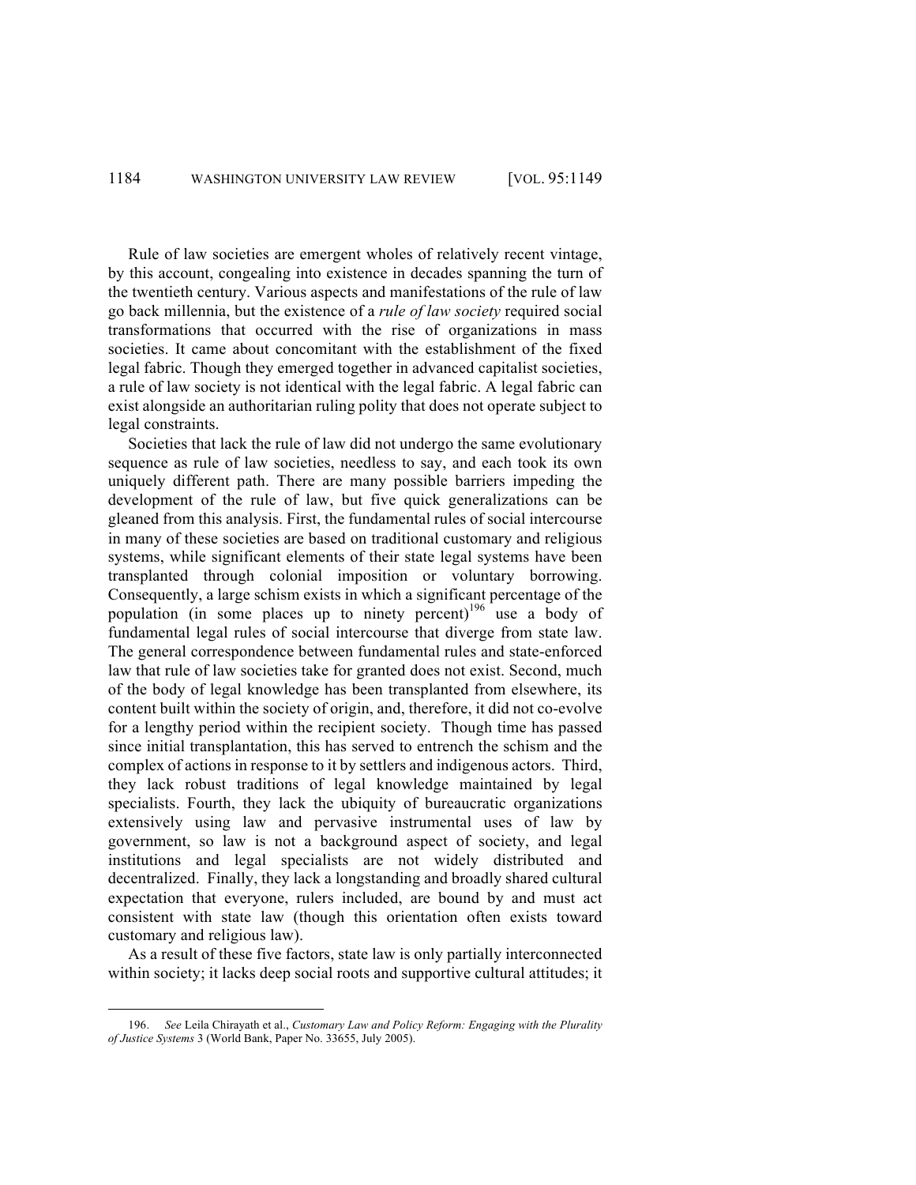Rule of law societies are emergent wholes of relatively recent vintage, by this account, congealing into existence in decades spanning the turn of the twentieth century. Various aspects and manifestations of the rule of law go back millennia, but the existence of a *rule of law society* required social transformations that occurred with the rise of organizations in mass societies. It came about concomitant with the establishment of the fixed legal fabric. Though they emerged together in advanced capitalist societies, a rule of law society is not identical with the legal fabric. A legal fabric can exist alongside an authoritarian ruling polity that does not operate subject to legal constraints.

Societies that lack the rule of law did not undergo the same evolutionary sequence as rule of law societies, needless to say, and each took its own uniquely different path. There are many possible barriers impeding the development of the rule of law, but five quick generalizations can be gleaned from this analysis. First, the fundamental rules of social intercourse in many of these societies are based on traditional customary and religious systems, while significant elements of their state legal systems have been transplanted through colonial imposition or voluntary borrowing. Consequently, a large schism exists in which a significant percentage of the population (in some places up to ninety percent)[196] use a body of fundamental legal rules of social intercourse that diverge from state law. The general correspondence between fundamental rules and state-enforced law that rule of law societies take for granted does not exist. Second, much of the body of legal knowledge has been transplanted from elsewhere, its content built within the society of origin, and, therefore, it did not co-evolve for a lengthy period within the recipient society. Though time has passed since initial transplantation, this has served to entrench the schism and the complex of actions in response to it by settlers and indigenous actors. Third, they lack robust traditions of legal knowledge maintained by legal specialists. Fourth, they lack the ubiquity of bureaucratic organizations extensively using law and pervasive instrumental uses of law by government, so law is not a background aspect of society, and legal institutions and legal specialists are not widely distributed and decentralized. Finally, they lack a longstanding and broadly shared cultural expectation that everyone, rulers included, are bound by and must act consistent with state law (though this orientation often exists toward customary and religious law).

As a result of these five factors, state law is only partially interconnected within society; it lacks deep social roots and supportive cultural attitudes; it

---

196. *See* Leila Chirayath et al., *Customary Law and Policy Reform: Engaging with the Plurality of Justice Systems* 3 (World Bank, Paper No. 33655, July 2005).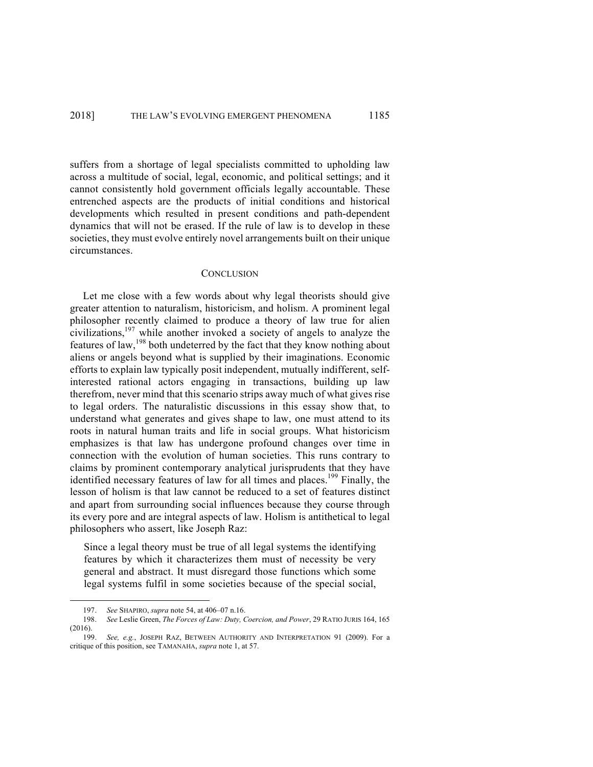suffers from a shortage of legal specialists committed to upholding law across a multitude of social, legal, economic, and political settings; and it cannot consistently hold government officials legally accountable. These entrenched aspects are the products of initial conditions and historical developments which resulted in present conditions and path-dependent dynamics that will not be erased. If the rule of law is to develop in these societies, they must evolve entirely novel arrangements built on their unique circumstances.

## CONCLUSION

Let me close with a few words about why legal theorists should give greater attention to naturalism, historicism, and holism. A prominent legal philosopher recently claimed to produce a theory of law true for alien civilizations,[197] while another invoked a society of angels to analyze the features of law,[198] both undeterred by the fact that they know nothing about aliens or angels beyond what is supplied by their imaginations. Economic efforts to explain law typically posit independent, mutually indifferent, self-interested rational actors engaging in transactions, building up law therefrom, never mind that this scenario strips away much of what gives rise to legal orders. The naturalistic discussions in this essay show that, to understand what generates and gives shape to law, one must attend to its roots in natural human traits and life in social groups. What historicism emphasizes is that law has undergone profound changes over time in connection with the evolution of human societies. This runs contrary to claims by prominent contemporary analytical jurisprudents that they have identified necessary features of law for all times and places.[199] Finally, the lesson of holism is that law cannot be reduced to a set of features distinct and apart from surrounding social influences because they course through its every pore and are integral aspects of law. Holism is antithetical to legal philosophers who assert, like Joseph Raz:

> Since a legal theory must be true of all legal systems the identifying features by which it characterizes them must of necessity be very general and abstract. It must disregard those functions which some legal systems fulfil in some societies because of the special social,

---

197. *See* SHAPIRO, *supra* note 54, at 406–07 n.16.

198. *See* Leslie Green, *The Forces of Law: Duty, Coercion, and Power*, 29 RATIO JURIS 164, 165 (2016).

199. *See, e.g.*, JOSEPH RAZ, BETWEEN AUTHORITY AND INTERPRETATION 91 (2009). For a critique of this position, see TAMANAHA, *supra* note 1, at 57.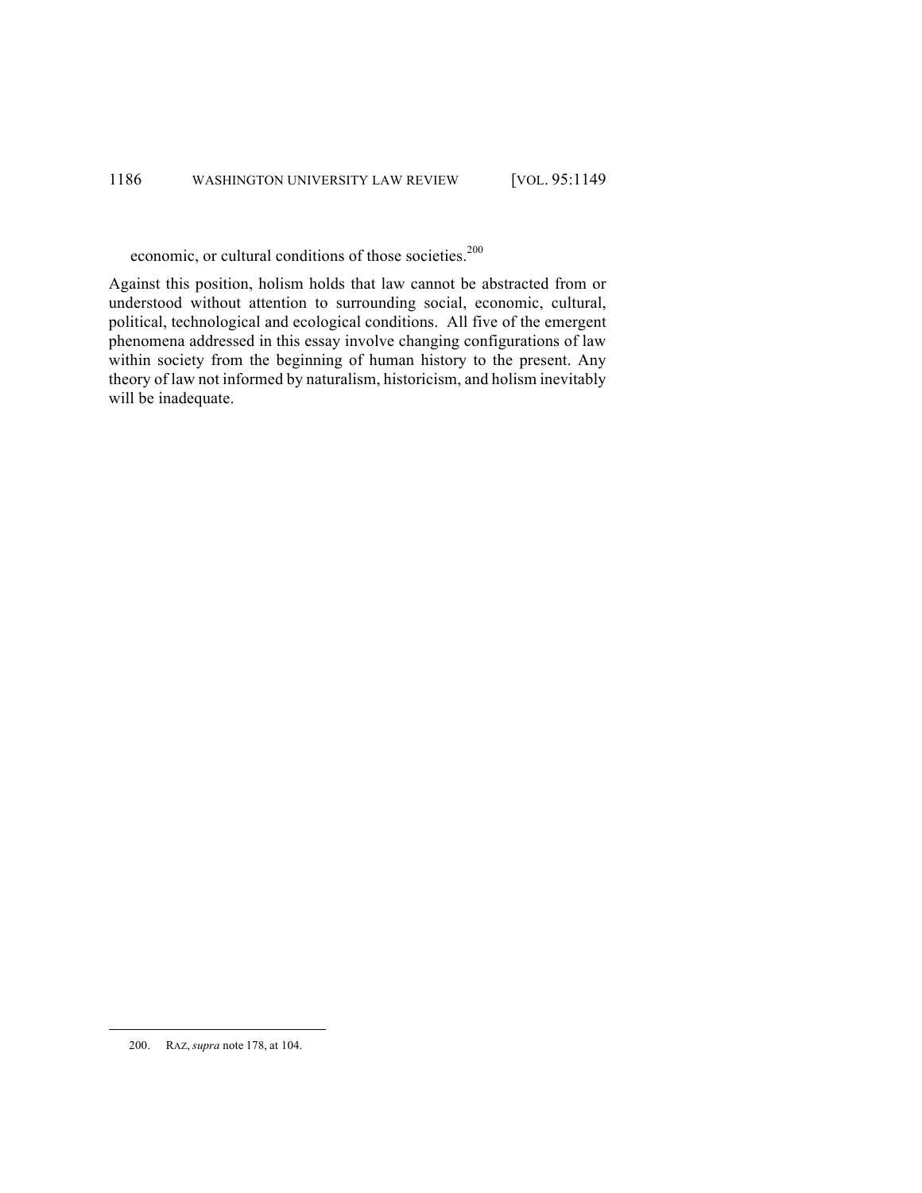economic, or cultural conditions of those societies.[200]

Against this position, holism holds that law cannot be abstracted from or understood without attention to surrounding social, economic, cultural, political, technological and ecological conditions. All five of the emergent phenomena addressed in this essay involve changing configurations of law within society from the beginning of human history to the present. Any theory of law not informed by naturalism, historicism, and holism inevitably will be inadequate.

---

200. RAZ, *supra* note 178, at 104.